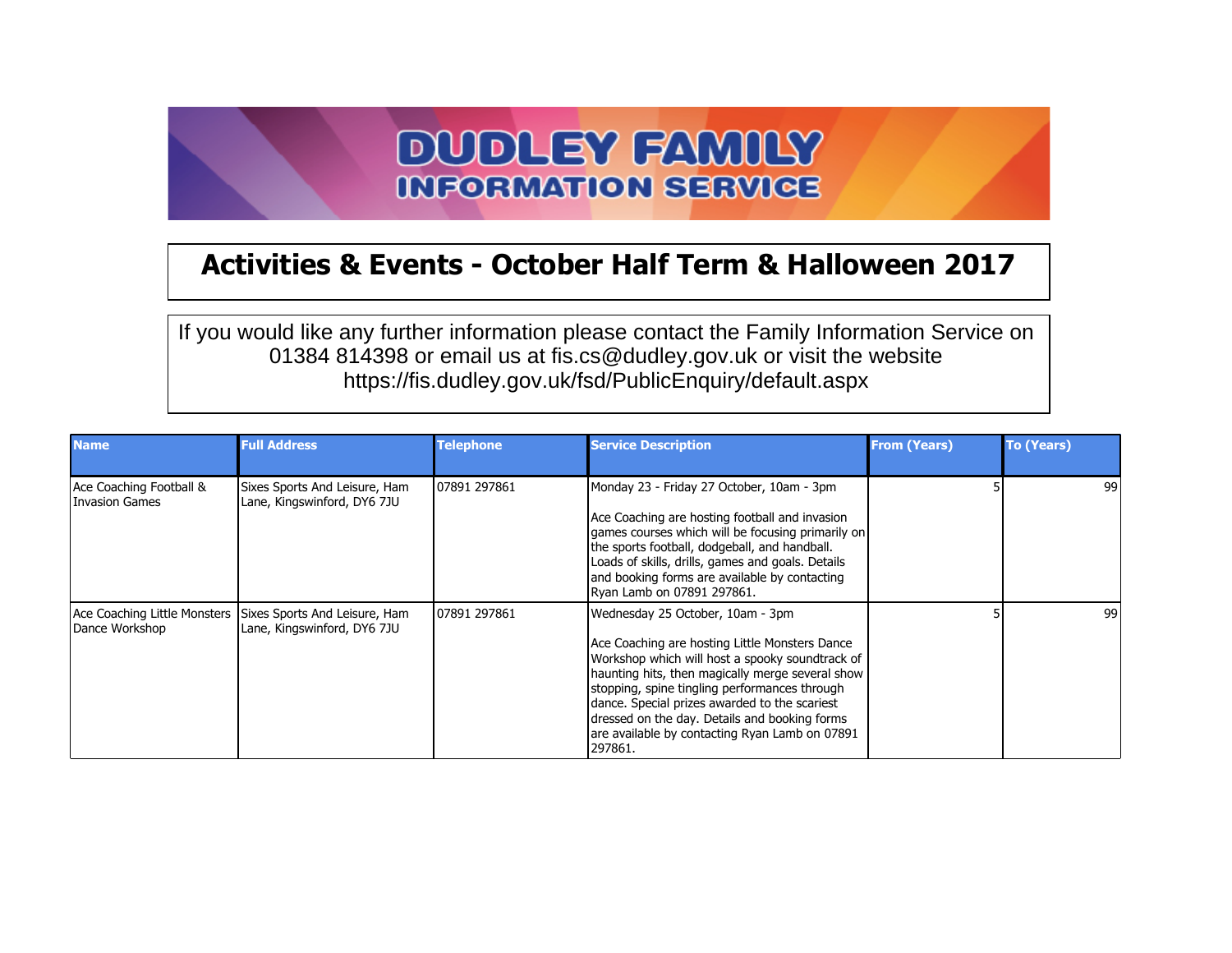# DUDLEY FAMILY INFORMATION SERVICE

## Activities & Events - October Half Term & Halloween 2017

If you would like any further information please contact the Family Information Service on 01384 814398 or email us at fis.cs@dudley.gov.uk or visit the website https://fis.dudley.gov.uk/fsd/PublicEnquiry/default.aspx

| Name | Full Address | Telephone | Service Description | From (Years) | To (Years) |
|---|---|---|---|---|---|
| Ace Coaching Football & Invasion Games | Sixes Sports And Leisure, Ham Lane, Kingswinford, DY6 7JU | 07891 297861 | Monday 23 - Friday 27 October, 10am - 3pm<br><br>Ace Coaching are hosting football and invasion games courses which will be focusing primarily on the sports football, dodgeball, and handball. Loads of skills, drills, games and goals. Details and booking forms are available by contacting Ryan Lamb on 07891 297861. | 5 | 99 |
| Ace Coaching Little Monsters Dance Workshop | Sixes Sports And Leisure, Ham Lane, Kingswinford, DY6 7JU | 07891 297861 | Wednesday 25 October, 10am - 3pm<br><br>Ace Coaching are hosting Little Monsters Dance Workshop which will host a spooky soundtrack of haunting hits, then magically merge several show stopping, spine tingling performances through dance. Special prizes awarded to the scariest dressed on the day. Details and booking forms are available by contacting Ryan Lamb on 07891 297861. | 5 | 99 |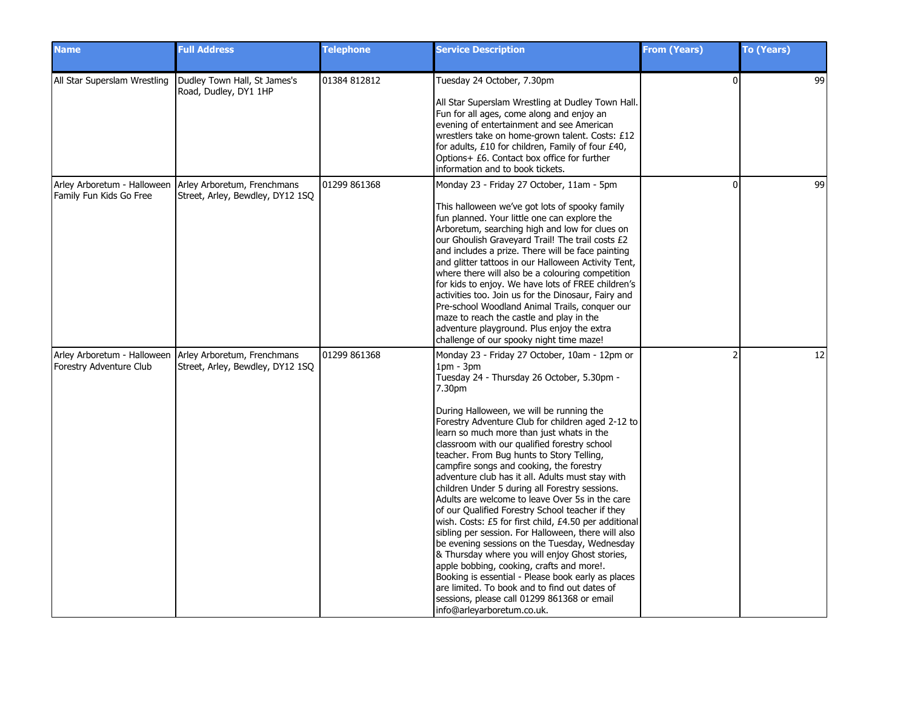| Name | Full Address | Telephone | Service Description | From (Years) | To (Years) |
| --- | --- | --- | --- | --- | --- |
| All Star Superslam Wrestling | Dudley Town Hall, St James's Road, Dudley, DY1 1HP | 01384 812812 | Tuesday 24 October, 7.30pm<br><br>All Star Superslam Wrestling at Dudley Town Hall. Fun for all ages, come along and enjoy an evening of entertainment and see American wrestlers take on home-grown talent. Costs: £12 for adults, £10 for children, Family of four £40, Options+ £6. Contact box office for further information and to book tickets. | 0 | 99 |
| Arley Arboretum - Halloween Family Fun Kids Go Free | Arley Arboretum, Frenchmans Street, Arley, Bewdley, DY12 1SQ | 01299 861368 | Monday 23 - Friday 27 October, 11am - 5pm<br><br>This halloween we've got lots of spooky family fun planned. Your little one can explore the Arboretum, searching high and low for clues on our Ghoulish Graveyard Trail! The trail costs £2 and includes a prize. There will be face painting and glitter tattoos in our Halloween Activity Tent, where there will also be a colouring competition for kids to enjoy. We have lots of FREE children's activities too. Join us for the Dinosaur, Fairy and Pre-school Woodland Animal Trails, conquer our maze to reach the castle and play in the adventure playground. Plus enjoy the extra challenge of our spooky night time maze! | 0 | 99 |
| Arley Arboretum - Halloween Forestry Adventure Club | Arley Arboretum, Frenchmans Street, Arley, Bewdley, DY12 1SQ | 01299 861368 | Monday 23 - Friday 27 October, 10am - 12pm or 1pm - 3pm<br>Tuesday 24 - Thursday 26 October, 5.30pm - 7.30pm<br><br>During Halloween, we will be running the Forestry Adventure Club for children aged 2-12 to learn so much more than just whats in the classroom with our qualified forestry school teacher. From Bug hunts to Story Telling, campfire songs and cooking, the forestry adventure club has it all. Adults must stay with children Under 5 during all Forestry sessions. Adults are welcome to leave Over 5s in the care of our Qualified Forestry School teacher if they wish. Costs: £5 for first child, £4.50 per additional sibling per session. For Halloween, there will also be evening sessions on the Tuesday, Wednesday & Thursday where you will enjoy Ghost stories, apple bobbing, cooking, crafts and more!. Booking is essential - Please book early as places are limited. To book and to find out dates of sessions, please call 01299 861368 or email info@arleyarboretum.co.uk. | 2 | 12 |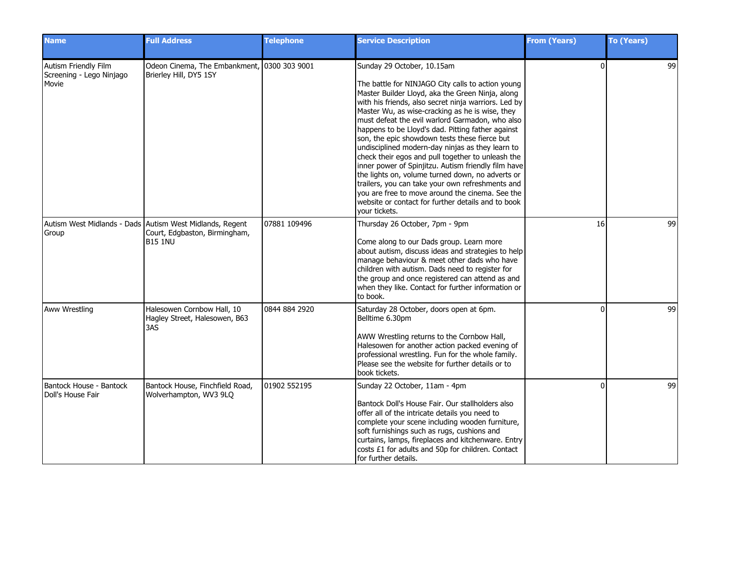| Name | Full Address | Telephone | Service Description | From (Years) | To (Years) |
|---|---|---|---|---|---|
| Autism Friendly Film Screening - Lego Ninjago Movie | Odeon Cinema, The Embankment, Brierley Hill, DY5 1SY | 0300 303 9001 | Sunday 29 October, 10.15am<br><br>The battle for NINJAGO City calls to action young Master Builder Lloyd, aka the Green Ninja, along with his friends, also secret ninja warriors. Led by Master Wu, as wise-cracking as he is wise, they must defeat the evil warlord Garmadon, who also happens to be Lloyd's dad. Pitting father against son, the epic showdown tests these fierce but undisciplined modern-day ninjas as they learn to check their egos and pull together to unleash the inner power of Spinjitzu. Autism friendly film have the lights on, volume turned down, no adverts or trailers, you can take your own refreshments and you are free to move around the cinema. See the website or contact for further details and to book your tickets. | 0 | 99 |
| Autism West Midlands - Dads Group | Autism West Midlands, Regent Court, Edgbaston, Birmingham, B15 1NU | 07881 109496 | Thursday 26 October, 7pm - 9pm<br><br>Come along to our Dads group. Learn more about autism, discuss ideas and strategies to help manage behaviour & meet other dads who have children with autism. Dads need to register for the group and once registered can attend as and when they like. Contact for further information or to book. | 16 | 99 |
| Aww Wrestling | Halesowen Cornbow Hall, 10 Hagley Street, Halesowen, B63 3AS | 0844 884 2920 | Saturday 28 October, doors open at 6pm. Belltime 6.30pm<br><br>AWW Wrestling returns to the Cornbow Hall, Halesowen for another action packed evening of professional wrestling. Fun for the whole family. Please see the website for further details or to book tickets. | 0 | 99 |
| Bantock House - Bantock Doll's House Fair | Bantock House, Finchfield Road, Wolverhampton, WV3 9LQ | 01902 552195 | Sunday 22 October, 11am - 4pm<br><br>Bantock Doll's House Fair. Our stallholders also offer all of the intricate details you need to complete your scene including wooden furniture, soft furnishings such as rugs, cushions and curtains, lamps, fireplaces and kitchenware. Entry costs £1 for adults and 50p for children. Contact for further details. | 0 | 99 |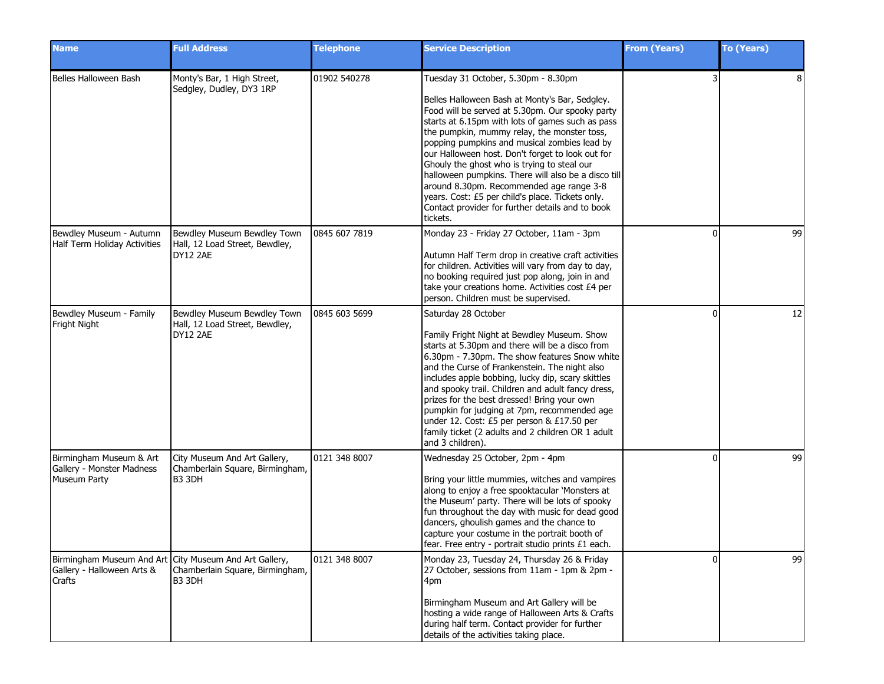| Name | Full Address | Telephone | Service Description | From (Years) | To (Years) |
| --- | --- | --- | --- | --- | --- |
| Belles Halloween Bash | Monty's Bar, 1 High Street, Sedgley, Dudley, DY3 1RP | 01902 540278 | Tuesday 31 October, 5.30pm - 8.30pm<br><br>Belles Halloween Bash at Monty's Bar, Sedgley. Food will be served at 5.30pm. Our spooky party starts at 6.15pm with lots of games such as pass the pumpkin, mummy relay, the monster toss, popping pumpkins and musical zombies lead by our Halloween host. Don't forget to look out for Ghouly the ghost who is trying to steal our halloween pumpkins. There will also be a disco till around 8.30pm. Recommended age range 3-8 years. Cost: £5 per child's place. Tickets only. Contact provider for further details and to book tickets. | 3 | 8 |
| Bewdley Museum - Autumn Half Term Holiday Activities | Bewdley Museum Bewdley Town Hall, 12 Load Street, Bewdley, DY12 2AE | 0845 607 7819 | Monday 23 - Friday 27 October, 11am - 3pm<br><br>Autumn Half Term drop in creative craft activities for children. Activities will vary from day to day, no booking required just pop along, join in and take your creations home. Activities cost £4 per person. Children must be supervised. | 0 | 99 |
| Bewdley Museum - Family Fright Night | Bewdley Museum Bewdley Town Hall, 12 Load Street, Bewdley, DY12 2AE | 0845 603 5699 | Saturday 28 October<br><br>Family Fright Night at Bewdley Museum. Show starts at 5.30pm and there will be a disco from 6.30pm - 7.30pm. The show features Snow white and the Curse of Frankenstein. The night also includes apple bobbing, lucky dip, scary skittles and spooky trail. Children and adult fancy dress, prizes for the best dressed! Bring your own pumpkin for judging at 7pm, recommended age under 12. Cost: £5 per person & £17.50 per family ticket (2 adults and 2 children OR 1 adult and 3 children). | 0 | 12 |
| Birmingham Museum & Art Gallery - Monster Madness Museum Party | City Museum And Art Gallery, Chamberlain Square, Birmingham, B3 3DH | 0121 348 8007 | Wednesday 25 October, 2pm - 4pm<br><br>Bring your little mummies, witches and vampires along to enjoy a free spooktacular 'Monsters at the Museum' party. There will be lots of spooky fun throughout the day with music for dead good dancers, ghoulish games and the chance to capture your costume in the portrait booth of fear. Free entry - portrait studio prints £1 each. | 0 | 99 |
| Birmingham Museum And Art Gallery - Halloween Arts & Crafts | City Museum And Art Gallery, Chamberlain Square, Birmingham, B3 3DH | 0121 348 8007 | Monday 23, Tuesday 24, Thursday 26 & Friday 27 October, sessions from 11am - 1pm & 2pm - 4pm<br><br>Birmingham Museum and Art Gallery will be hosting a wide range of Halloween Arts & Crafts during half term. Contact provider for further details of the activities taking place. | 0 | 99 |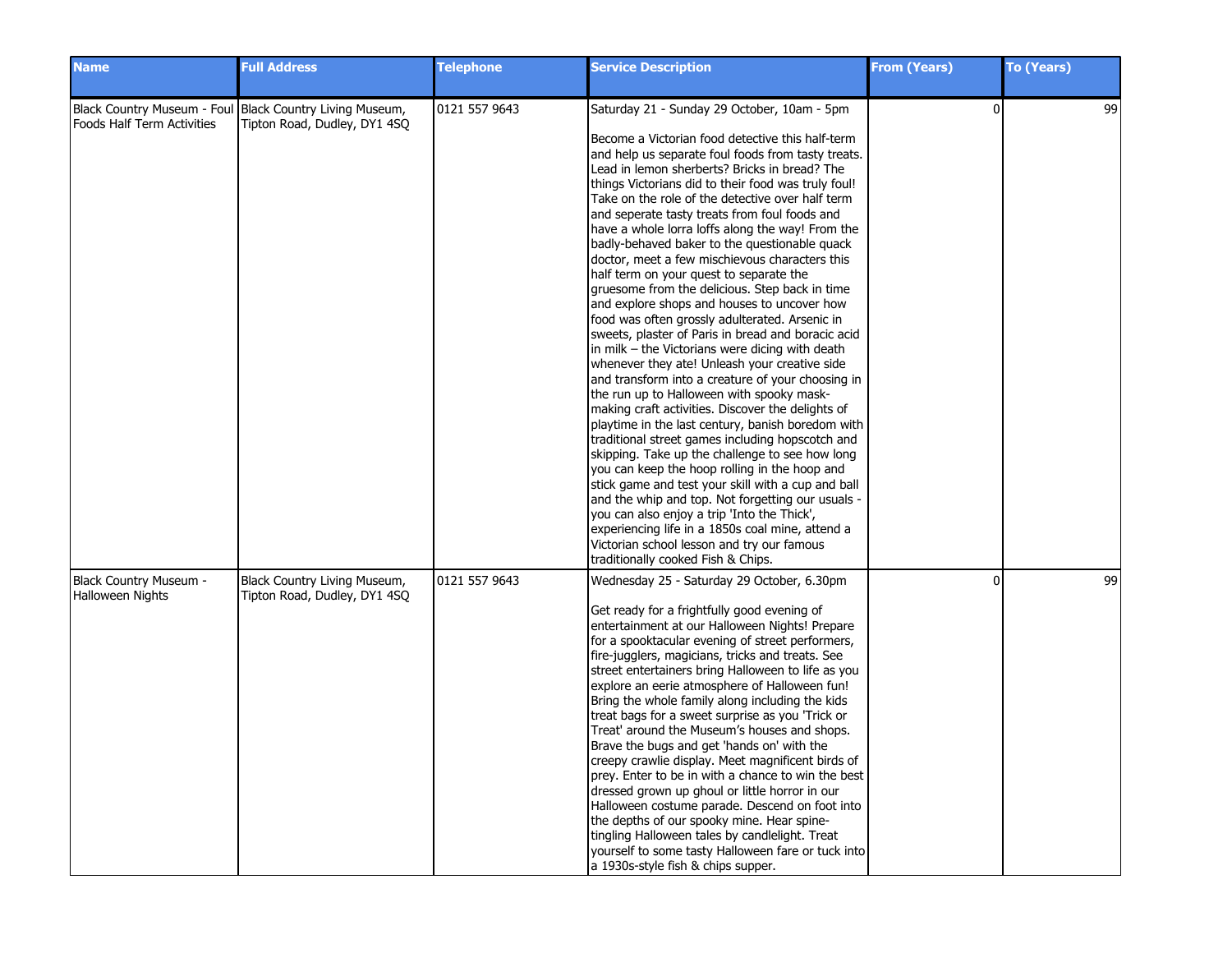| Name | Full Address | Telephone | Service Description | From (Years) | To (Years) |
| --- | --- | --- | --- | --- | --- |
| Black Country Museum - Foul Foods Half Term Activities | Black Country Living Museum, Tipton Road, Dudley, DY1 4SQ | 0121 557 9643 | Saturday 21 - Sunday 29 October, 10am - 5pm<br><br>Become a Victorian food detective this half-term and help us separate foul foods from tasty treats. Lead in lemon sherberts? Bricks in bread? The things Victorians did to their food was truly foul! Take on the role of the detective over half term and seperate tasty treats from foul foods and have a whole lorra loffs along the way! From the badly-behaved baker to the questionable quack doctor, meet a few mischievous characters this half term on your quest to separate the gruesome from the delicious. Step back in time and explore shops and houses to uncover how food was often grossly adulterated. Arsenic in sweets, plaster of Paris in bread and boracic acid in milk – the Victorians were dicing with death whenever they ate! Unleash your creative side and transform into a creature of your choosing in the run up to Halloween with spooky mask-making craft activities. Discover the delights of playtime in the last century, banish boredom with traditional street games including hopscotch and skipping. Take up the challenge to see how long you can keep the hoop rolling in the hoop and stick game and test your skill with a cup and ball and the whip and top. Not forgetting our usuals - you can also enjoy a trip 'Into the Thick', experiencing life in a 1850s coal mine, attend a Victorian school lesson and try our famous traditionally cooked Fish & Chips. | 0 | 99 |
| Black Country Museum - Halloween Nights | Black Country Living Museum, Tipton Road, Dudley, DY1 4SQ | 0121 557 9643 | Wednesday 25 - Saturday 29 October, 6.30pm<br><br>Get ready for a frightfully good evening of entertainment at our Halloween Nights! Prepare for a spooktacular evening of street performers, fire-jugglers, magicians, tricks and treats. See street entertainers bring Halloween to life as you explore an eerie atmosphere of Halloween fun! Bring the whole family along including the kids treat bags for a sweet surprise as you 'Trick or Treat' around the Museum's houses and shops. Brave the bugs and get 'hands on' with the creepy crawlie display. Meet magnificent birds of prey. Enter to be in with a chance to win the best dressed grown up ghoul or little horror in our Halloween costume parade. Descend on foot into the depths of our spooky mine. Hear spine-tingling Halloween tales by candlelight. Treat yourself to some tasty Halloween fare or tuck into a 1930s-style fish & chips supper. | 0 | 99 |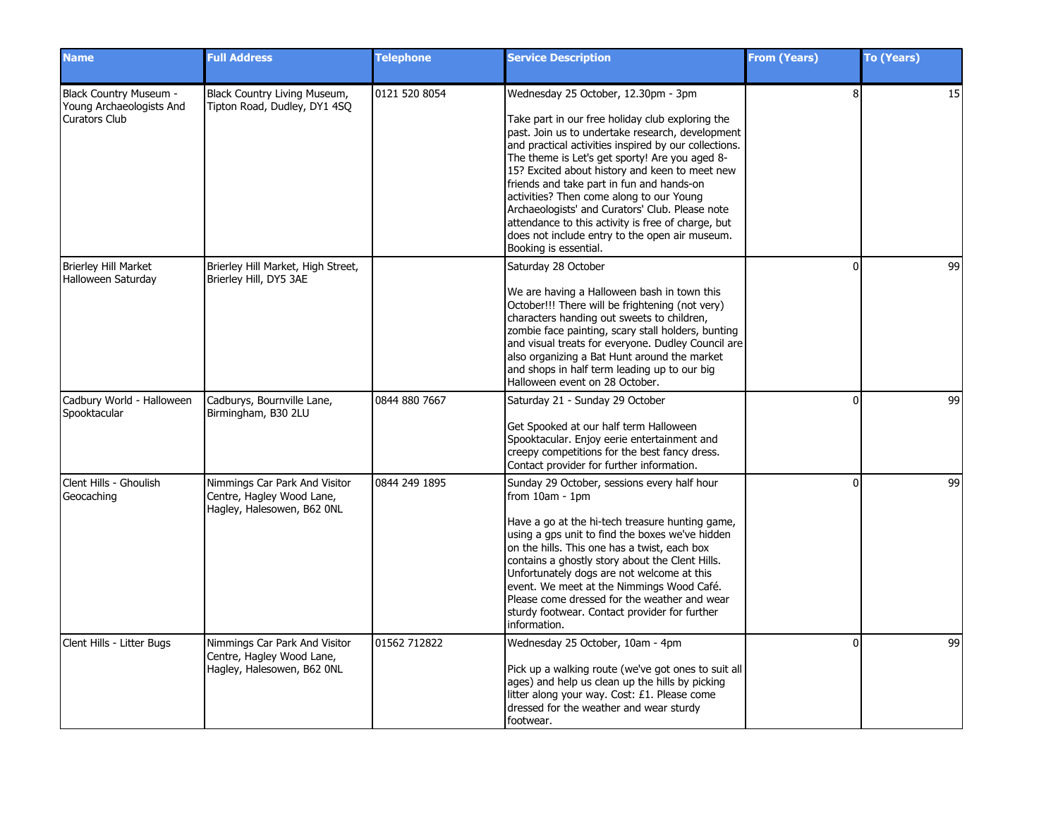| Name | Full Address | Telephone | Service Description | From (Years) | To (Years) |
|---|---|---|---|---|---|
| Black Country Museum - Young Archaeologists And Curators Club | Black Country Living Museum, Tipton Road, Dudley, DY1 4SQ | 0121 520 8054 | Wednesday 25 October, 12.30pm - 3pm<br><br>Take part in our free holiday club exploring the past. Join us to undertake research, development and practical activities inspired by our collections. The theme is Let's get sporty! Are you aged 8-15? Excited about history and keen to meet new friends and take part in fun and hands-on activities? Then come along to our Young Archaeologists' and Curators' Club. Please note attendance to this activity is free of charge, but does not include entry to the open air museum. Booking is essential. | 8 | 15 |
| Brierley Hill Market Halloween Saturday | Brierley Hill Market, High Street, Brierley Hill, DY5 3AE | | Saturday 28 October<br><br>We are having a Halloween bash in town this October!!! There will be frightening (not very) characters handing out sweets to children, zombie face painting, scary stall holders, bunting and visual treats for everyone. Dudley Council are also organizing a Bat Hunt around the market and shops in half term leading up to our big Halloween event on 28 October. | 0 | 99 |
| Cadbury World - Halloween Spooktacular | Cadburys, Bournville Lane, Birmingham, B30 2LU | 0844 880 7667 | Saturday 21 - Sunday 29 October<br><br>Get Spooked at our half term Halloween Spooktacular. Enjoy eerie entertainment and creepy competitions for the best fancy dress. Contact provider for further information. | 0 | 99 |
| Clent Hills - Ghoulish Geocaching | Nimmings Car Park And Visitor Centre, Hagley Wood Lane, Hagley, Halesowen, B62 0NL | 0844 249 1895 | Sunday 29 October, sessions every half hour from 10am - 1pm<br><br>Have a go at the hi-tech treasure hunting game, using a gps unit to find the boxes we've hidden on the hills. This one has a twist, each box contains a ghostly story about the Clent Hills. Unfortunately dogs are not welcome at this event. We meet at the Nimmings Wood Café. Please come dressed for the weather and wear sturdy footwear. Contact provider for further information. | 0 | 99 |
| Clent Hills - Litter Bugs | Nimmings Car Park And Visitor Centre, Hagley Wood Lane, Hagley, Halesowen, B62 0NL | 01562 712822 | Wednesday 25 October, 10am - 4pm<br><br>Pick up a walking route (we've got ones to suit all ages) and help us clean up the hills by picking litter along your way. Cost: £1. Please come dressed for the weather and wear sturdy footwear. | 0 | 99 |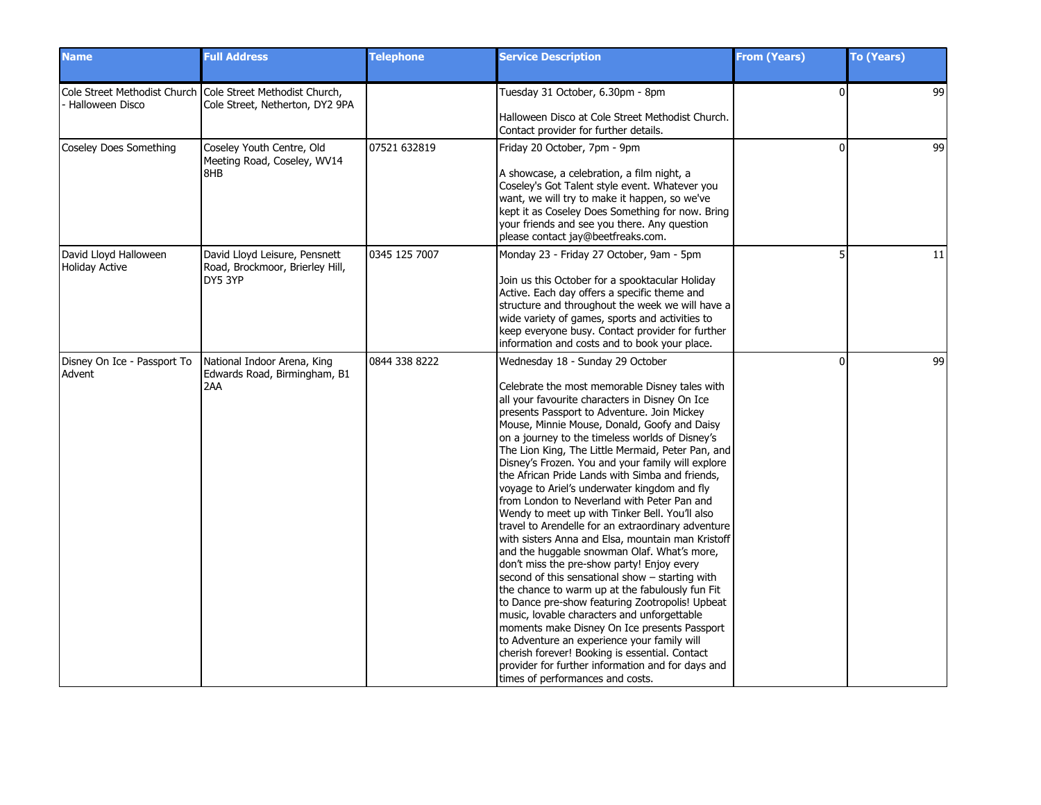| Name | Full Address | Telephone | Service Description | From (Years) | To (Years) |
|---|---|---|---|---|---|
| Cole Street Methodist Church - Halloween Disco | Cole Street Methodist Church, Cole Street, Netherton, DY2 9PA | | Tuesday 31 October, 6.30pm - 8pm<br><br>Halloween Disco at Cole Street Methodist Church. Contact provider for further details. | 0 | 99 |
| Coseley Does Something | Coseley Youth Centre, Old Meeting Road, Coseley, WV14 8HB | 07521 632819 | Friday 20 October, 7pm - 9pm<br><br>A showcase, a celebration, a film night, a Coseley's Got Talent style event. Whatever you want, we will try to make it happen, so we've kept it as Coseley Does Something for now. Bring your friends and see you there. Any question please contact jay@beetfreaks.com. | 0 | 99 |
| David Lloyd Halloween Holiday Active | David Lloyd Leisure, Pensnett Road, Brockmoor, Brierley Hill, DY5 3YP | 0345 125 7007 | Monday 23 - Friday 27 October, 9am - 5pm<br><br>Join us this October for a spooktacular Holiday Active. Each day offers a specific theme and structure and throughout the week we will have a wide variety of games, sports and activities to keep everyone busy. Contact provider for further information and costs and to book your place. | 5 | 11 |
| Disney On Ice - Passport To Advent | National Indoor Arena, King Edwards Road, Birmingham, B1 2AA | 0844 338 8222 | Wednesday 18 - Sunday 29 October<br><br>Celebrate the most memorable Disney tales with all your favourite characters in Disney On Ice presents Passport to Adventure. Join Mickey Mouse, Minnie Mouse, Donald, Goofy and Daisy on a journey to the timeless worlds of Disney's The Lion King, The Little Mermaid, Peter Pan, and Disney's Frozen. You and your family will explore the African Pride Lands with Simba and friends, voyage to Ariel's underwater kingdom and fly from London to Neverland with Peter Pan and Wendy to meet up with Tinker Bell. You'll also travel to Arendelle for an extraordinary adventure with sisters Anna and Elsa, mountain man Kristoff and the huggable snowman Olaf. What's more, don't miss the pre-show party! Enjoy every second of this sensational show – starting with the chance to warm up at the fabulously fun Fit to Dance pre-show featuring Zootropolis! Upbeat music, lovable characters and unforgettable moments make Disney On Ice presents Passport to Adventure an experience your family will cherish forever! Booking is essential. Contact provider for further information and for days and times of performances and costs. | 0 | 99 |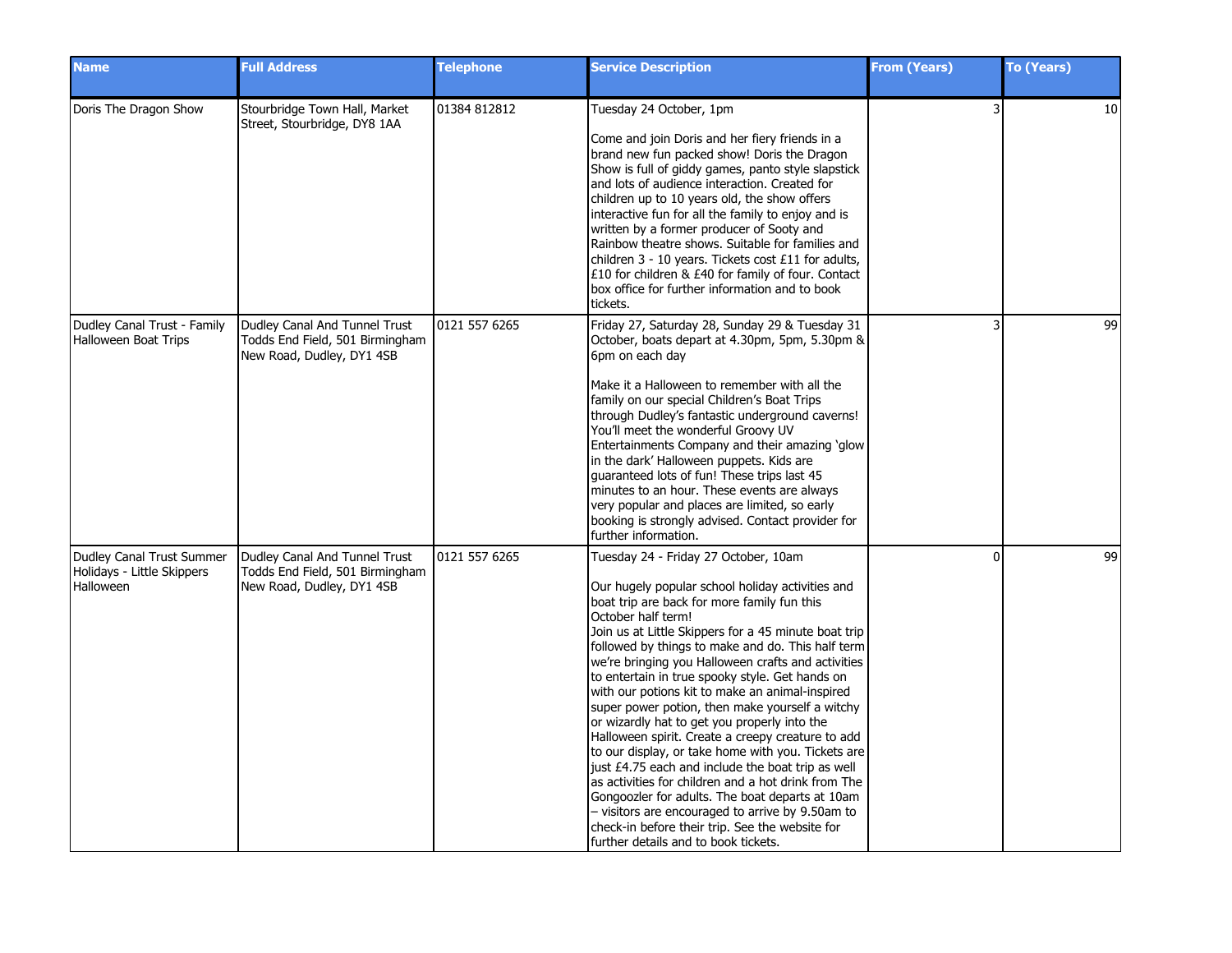| Name | Full Address | Telephone | Service Description | From (Years) | To (Years) |
|---|---|---|---|---|---|
| Doris The Dragon Show | Stourbridge Town Hall, Market Street, Stourbridge, DY8 1AA | 01384 812812 | Tuesday 24 October, 1pm<br><br>Come and join Doris and her fiery friends in a brand new fun packed show! Doris the Dragon Show is full of giddy games, panto style slapstick and lots of audience interaction. Created for children up to 10 years old, the show offers interactive fun for all the family to enjoy and is written by a former producer of Sooty and Rainbow theatre shows. Suitable for families and children 3 - 10 years. Tickets cost £11 for adults, £10 for children & £40 for family of four. Contact box office for further information and to book tickets. | 3 | 10 |
| Dudley Canal Trust - Family Halloween Boat Trips | Dudley Canal And Tunnel Trust Todds End Field, 501 Birmingham New Road, Dudley, DY1 4SB | 0121 557 6265 | Friday 27, Saturday 28, Sunday 29 & Tuesday 31 October, boats depart at 4.30pm, 5pm, 5.30pm & 6pm on each day<br><br>Make it a Halloween to remember with all the family on our special Children's Boat Trips through Dudley's fantastic underground caverns! You'll meet the wonderful Groovy UV Entertainments Company and their amazing 'glow in the dark' Halloween puppets. Kids are guaranteed lots of fun! These trips last 45 minutes to an hour. These events are always very popular and places are limited, so early booking is strongly advised. Contact provider for further information. | 3 | 99 |
| Dudley Canal Trust Summer Holidays - Little Skippers Halloween | Dudley Canal And Tunnel Trust Todds End Field, 501 Birmingham New Road, Dudley, DY1 4SB | 0121 557 6265 | Tuesday 24 - Friday 27 October, 10am<br><br>Our hugely popular school holiday activities and boat trip are back for more family fun this October half term!<br>Join us at Little Skippers for a 45 minute boat trip followed by things to make and do. This half term we're bringing you Halloween crafts and activities to entertain in true spooky style. Get hands on with our potions kit to make an animal-inspired super power potion, then make yourself a witchy or wizardly hat to get you properly into the Halloween spirit. Create a creepy creature to add to our display, or take home with you. Tickets are just £4.75 each and include the boat trip as well as activities for children and a hot drink from The Gongoozler for adults. The boat departs at 10am – visitors are encouraged to arrive by 9.50am to check-in before their trip. See the website for further details and to book tickets. | 0 | 99 |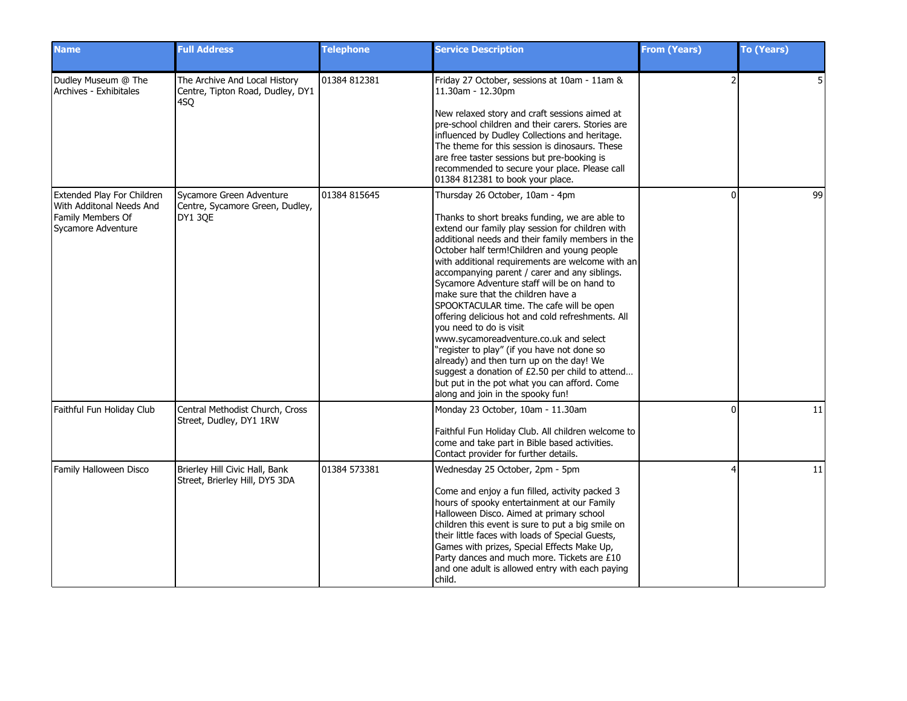| Name | Full Address | Telephone | Service Description | From (Years) | To (Years) |
|---|---|---|---|---|---|
| Dudley Museum @ The Archives - Exhibitales | The Archive And Local History Centre, Tipton Road, Dudley, DY1 4SQ | 01384 812381 | Friday 27 October, sessions at 10am - 11am & 11.30am - 12.30pm<br><br>New relaxed story and craft sessions aimed at pre-school children and their carers. Stories are influenced by Dudley Collections and heritage. The theme for this session is dinosaurs. These are free taster sessions but pre-booking is recommended to secure your place. Please call 01384 812381 to book your place. | 2 | 5 |
| Extended Play For Children With Additonal Needs And Family Members Of Sycamore Adventure | Sycamore Green Adventure Centre, Sycamore Green, Dudley, DY1 3QE | 01384 815645 | Thursday 26 October, 10am - 4pm<br><br>Thanks to short breaks funding, we are able to extend our family play session for children with additional needs and their family members in the October half term!Children and young people with additional requirements are welcome with an accompanying parent / carer and any siblings. Sycamore Adventure staff will be on hand to make sure that the children have a SPOOKTACULAR time. The cafe will be open offering delicious hot and cold refreshments. All you need to do is visit www.sycamoreadventure.co.uk and select "register to play" (if you have not done so already) and then turn up on the day! We suggest a donation of £2.50 per child to attend… but put in the pot what you can afford. Come along and join in the spooky fun! | 0 | 99 |
| Faithful Fun Holiday Club | Central Methodist Church, Cross Street, Dudley, DY1 1RW | | Monday 23 October, 10am - 11.30am<br><br>Faithful Fun Holiday Club. All children welcome to come and take part in Bible based activities. Contact provider for further details. | 0 | 11 |
| Family Halloween Disco | Brierley Hill Civic Hall, Bank Street, Brierley Hill, DY5 3DA | 01384 573381 | Wednesday 25 October, 2pm - 5pm<br><br>Come and enjoy a fun filled, activity packed 3 hours of spooky entertainment at our Family Halloween Disco. Aimed at primary school children this event is sure to put a big smile on their little faces with loads of Special Guests, Games with prizes, Special Effects Make Up, Party dances and much more. Tickets are £10 and one adult is allowed entry with each paying child. | 4 | 11 |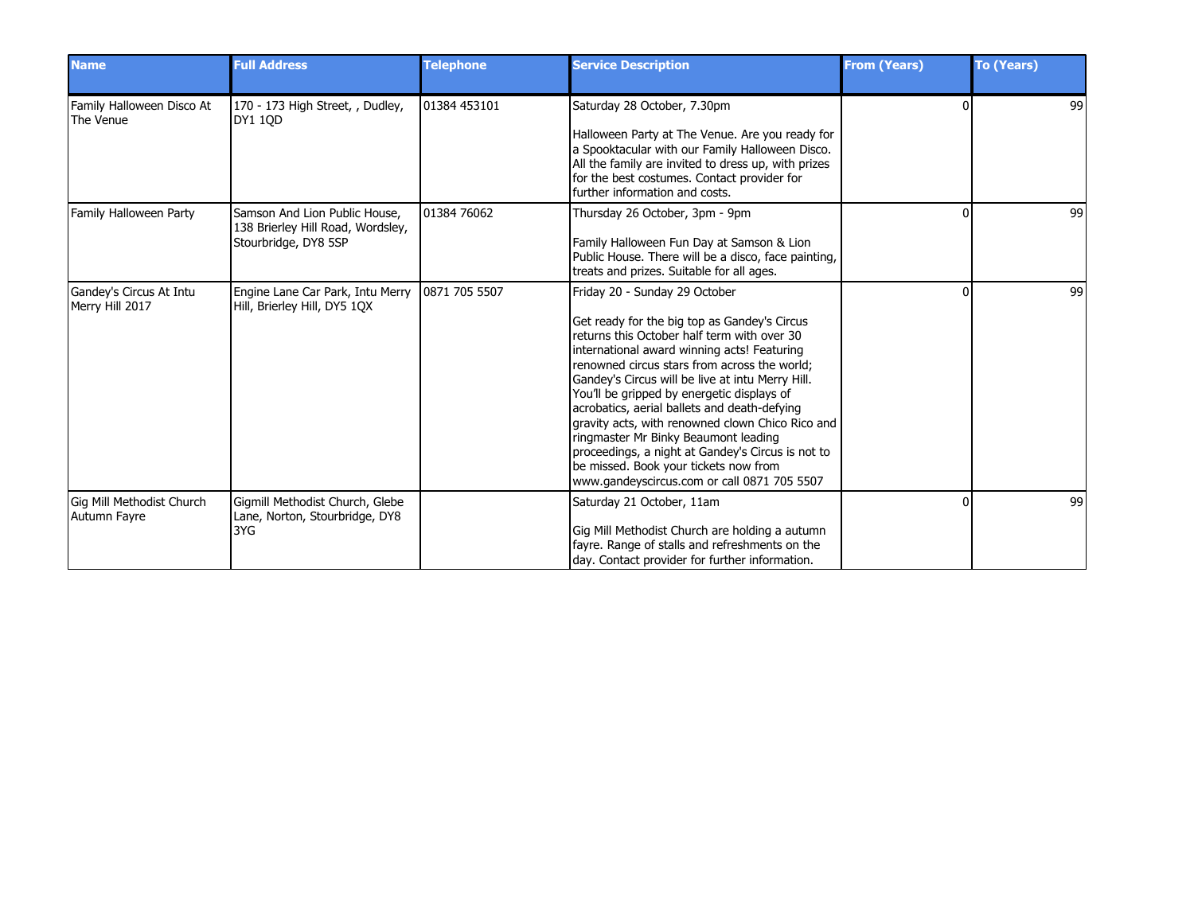| Name | Full Address | Telephone | Service Description | From (Years) | To (Years) |
| --- | --- | --- | --- | --- | --- |
| Family Halloween Disco At The Venue | 170 - 173 High Street, , Dudley, DY1 1QD | 01384 453101 | Saturday 28 October, 7.30pm<br><br>Halloween Party at The Venue. Are you ready for a Spooktacular with our Family Halloween Disco. All the family are invited to dress up, with prizes for the best costumes. Contact provider for further information and costs. | 0 | 99 |
| Family Halloween Party | Samson And Lion Public House, 138 Brierley Hill Road, Wordsley, Stourbridge, DY8 5SP | 01384 76062 | Thursday 26 October, 3pm - 9pm<br><br>Family Halloween Fun Day at Samson & Lion Public House. There will be a disco, face painting, treats and prizes. Suitable for all ages. | 0 | 99 |
| Gandey's Circus At Intu Merry Hill 2017 | Engine Lane Car Park, Intu Merry Hill, Brierley Hill, DY5 1QX | 0871 705 5507 | Friday 20 - Sunday 29 October<br><br>Get ready for the big top as Gandey's Circus returns this October half term with over 30 international award winning acts! Featuring renowned circus stars from across the world; Gandey's Circus will be live at intu Merry Hill. You'll be gripped by energetic displays of acrobatics, aerial ballets and death-defying gravity acts, with renowned clown Chico Rico and ringmaster Mr Binky Beaumont leading proceedings, a night at Gandey's Circus is not to be missed. Book your tickets now from www.gandeyscircus.com or call 0871 705 5507 | 0 | 99 |
| Gig Mill Methodist Church Autumn Fayre | Gigmill Methodist Church, Glebe Lane, Norton, Stourbridge, DY8 3YG | | Saturday 21 October, 11am<br><br>Gig Mill Methodist Church are holding a autumn fayre. Range of stalls and refreshments on the day. Contact provider for further information. | 0 | 99 |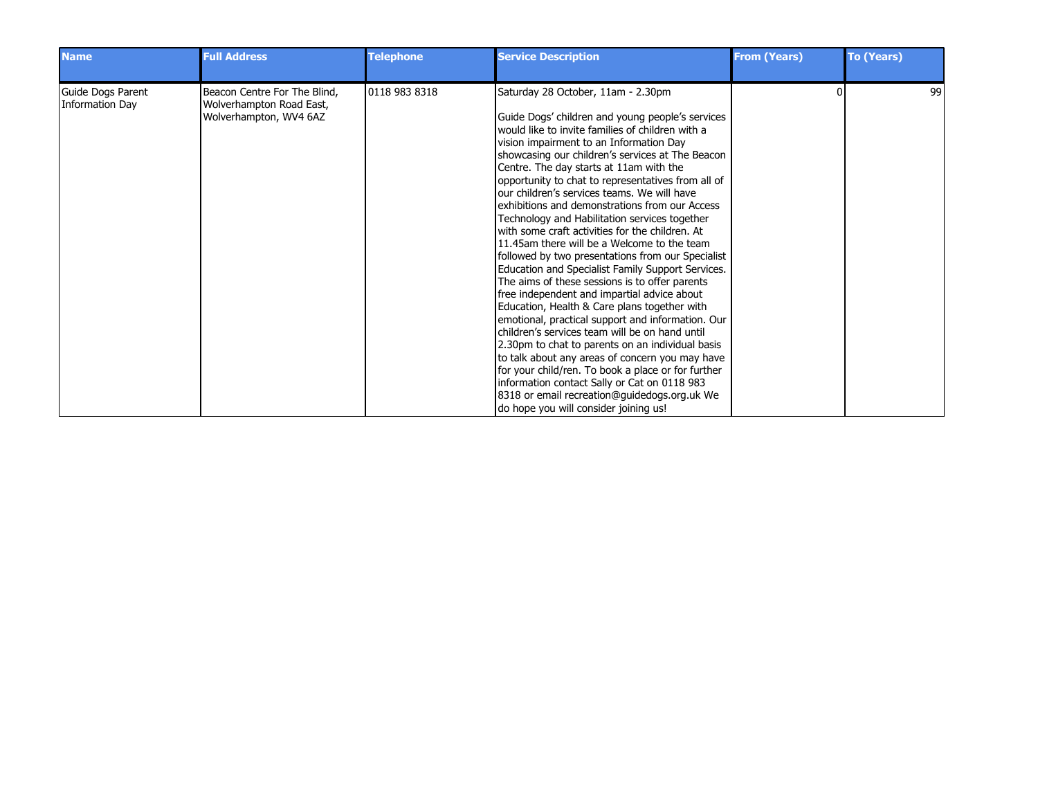| Name | Full Address | Telephone | Service Description | From (Years) | To (Years) |
|---|---|---|---|---|---|
| Guide Dogs Parent Information Day | Beacon Centre For The Blind, Wolverhampton Road East, Wolverhampton, WV4 6AZ | 0118 983 8318 | Saturday 28 October, 11am - 2.30pm<br><br>Guide Dogs' children and young people's services would like to invite families of children with a vision impairment to an Information Day showcasing our children's services at The Beacon Centre. The day starts at 11am with the opportunity to chat to representatives from all of our children's services teams. We will have exhibitions and demonstrations from our Access Technology and Habilitation services together with some craft activities for the children. At 11.45am there will be a Welcome to the team followed by two presentations from our Specialist Education and Specialist Family Support Services. The aims of these sessions is to offer parents free independent and impartial advice about Education, Health & Care plans together with emotional, practical support and information. Our children's services team will be on hand until 2.30pm to chat to parents on an individual basis to talk about any areas of concern you may have for your child/ren. To book a place or for further information contact Sally or Cat on 0118 983 8318 or email recreation@guidedogs.org.uk We do hope you will consider joining us! | 0 | 99 |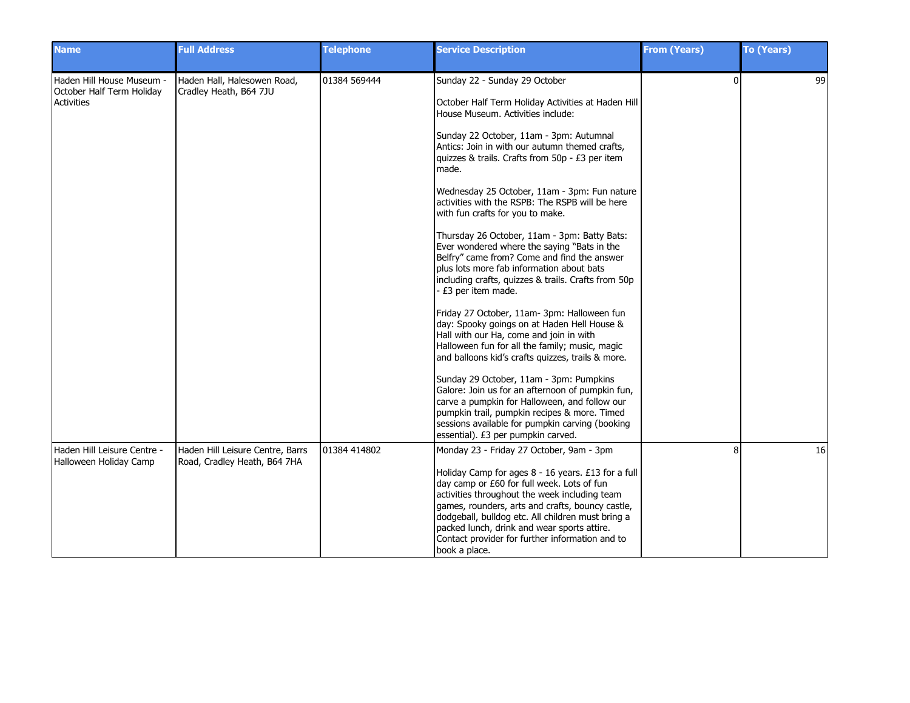| Name | Full Address | Telephone | Service Description | From (Years) | To (Years) |
|---|---|---|---|---|---|
| Haden Hill House Museum - October Half Term Holiday Activities | Haden Hall, Halesowen Road, Cradley Heath, B64 7JU | 01384 569444 | Sunday 22 - Sunday 29 October<br><br>October Half Term Holiday Activities at Haden Hill House Museum. Activities include:<br><br>Sunday 22 October, 11am - 3pm: Autumnal Antics: Join in with our autumn themed crafts, quizzes & trails. Crafts from 50p - £3 per item made.<br><br>Wednesday 25 October, 11am - 3pm: Fun nature activities with the RSPB: The RSPB will be here with fun crafts for you to make.<br><br>Thursday 26 October, 11am - 3pm: Batty Bats: Ever wondered where the saying "Bats in the Belfry" came from? Come and find the answer plus lots more fab information about bats including crafts, quizzes & trails. Crafts from 50p - £3 per item made.<br><br>Friday 27 October, 11am- 3pm: Halloween fun day: Spooky goings on at Haden Hell House & Hall with our Ha, come and join in with Halloween fun for all the family; music, magic and balloons kid's crafts quizzes, trails & more.<br><br>Sunday 29 October, 11am - 3pm: Pumpkins Galore: Join us for an afternoon of pumpkin fun, carve a pumpkin for Halloween, and follow our pumpkin trail, pumpkin recipes & more. Timed sessions available for pumpkin carving (booking essential). £3 per pumpkin carved. | 0 | 99 |
| Haden Hill Leisure Centre - Halloween Holiday Camp | Haden Hill Leisure Centre, Barrs Road, Cradley Heath, B64 7HA | 01384 414802 | Monday 23 - Friday 27 October, 9am - 3pm<br><br>Holiday Camp for ages 8 - 16 years. £13 for a full day camp or £60 for full week. Lots of fun activities throughout the week including team games, rounders, arts and crafts, bouncy castle, dodgeball, bulldog etc. All children must bring a packed lunch, drink and wear sports attire. Contact provider for further information and to book a place. | 8 | 16 |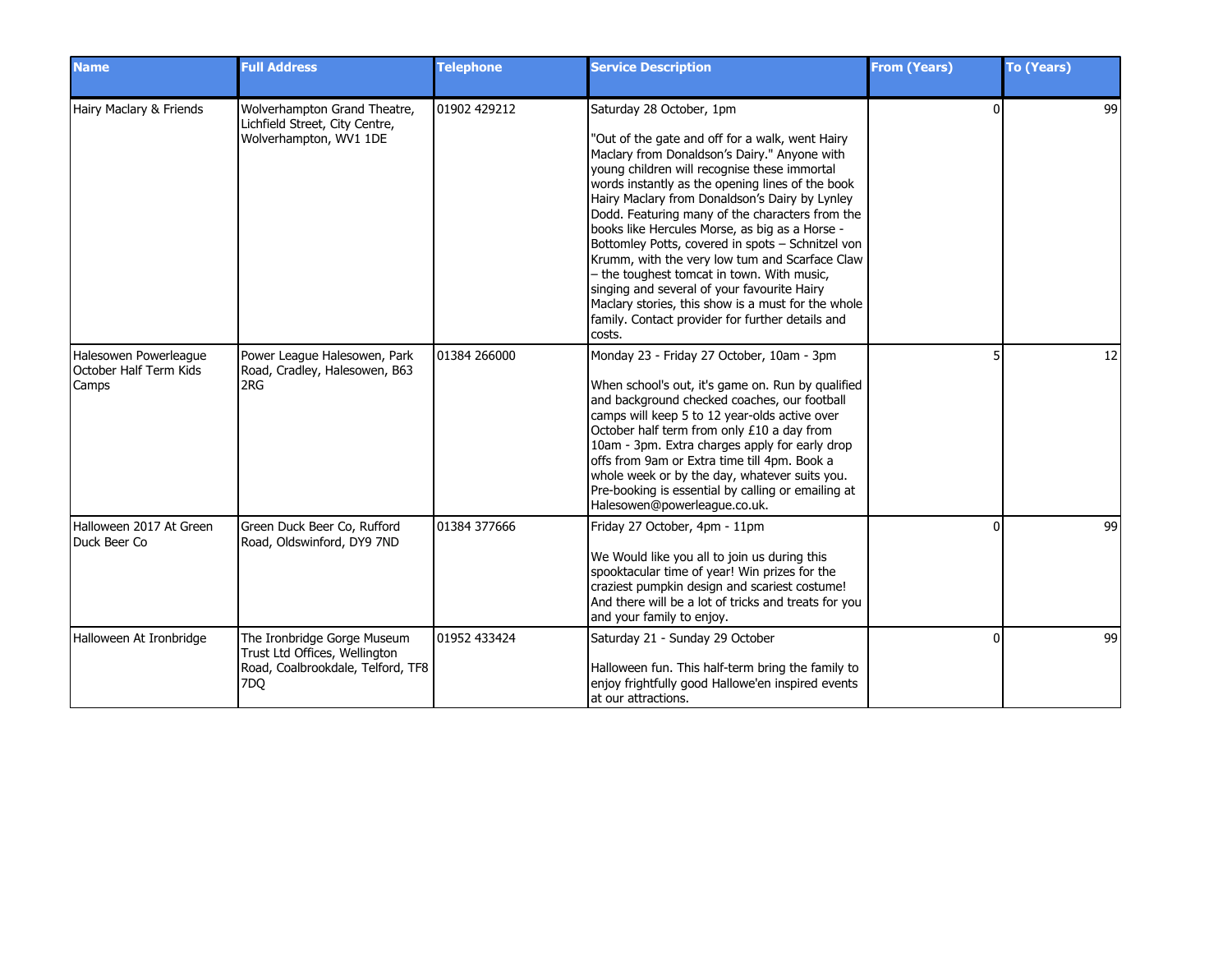| Name | Full Address | Telephone | Service Description | From (Years) | To (Years) |
|---|---|---|---|---|---|
| Hairy Maclary & Friends | Wolverhampton Grand Theatre, Lichfield Street, City Centre, Wolverhampton, WV1 1DE | 01902 429212 | Saturday 28 October, 1pm<br><br>"Out of the gate and off for a walk, went Hairy Maclary from Donaldson's Dairy." Anyone with young children will recognise these immortal words instantly as the opening lines of the book Hairy Maclary from Donaldson's Dairy by Lynley Dodd. Featuring many of the characters from the books like Hercules Morse, as big as a Horse - Bottomley Potts, covered in spots – Schnitzel von Krumm, with the very low tum and Scarface Claw – the toughest tomcat in town. With music, singing and several of your favourite Hairy Maclary stories, this show is a must for the whole family. Contact provider for further details and costs. | 0 | 99 |
| Halesowen Powerleague October Half Term Kids Camps | Power League Halesowen, Park Road, Cradley, Halesowen, B63 2RG | 01384 266000 | Monday 23 - Friday 27 October, 10am - 3pm<br><br>When school's out, it's game on. Run by qualified and background checked coaches, our football camps will keep 5 to 12 year-olds active over October half term from only £10 a day from 10am - 3pm. Extra charges apply for early drop offs from 9am or Extra time till 4pm. Book a whole week or by the day, whatever suits you. Pre-booking is essential by calling or emailing at Halesowen@powerleague.co.uk. | 5 | 12 |
| Halloween 2017 At Green Duck Beer Co | Green Duck Beer Co, Rufford Road, Oldswinford, DY9 7ND | 01384 377666 | Friday 27 October, 4pm - 11pm<br><br>We Would like you all to join us during this spooktacular time of year! Win prizes for the craziest pumpkin design and scariest costume! And there will be a lot of tricks and treats for you and your family to enjoy. | 0 | 99 |
| Halloween At Ironbridge | The Ironbridge Gorge Museum Trust Ltd Offices, Wellington Road, Coalbrookdale, Telford, TF8 7DQ | 01952 433424 | Saturday 21 - Sunday 29 October<br><br>Halloween fun. This half-term bring the family to enjoy frightfully good Hallowe'en inspired events at our attractions. | 0 | 99 |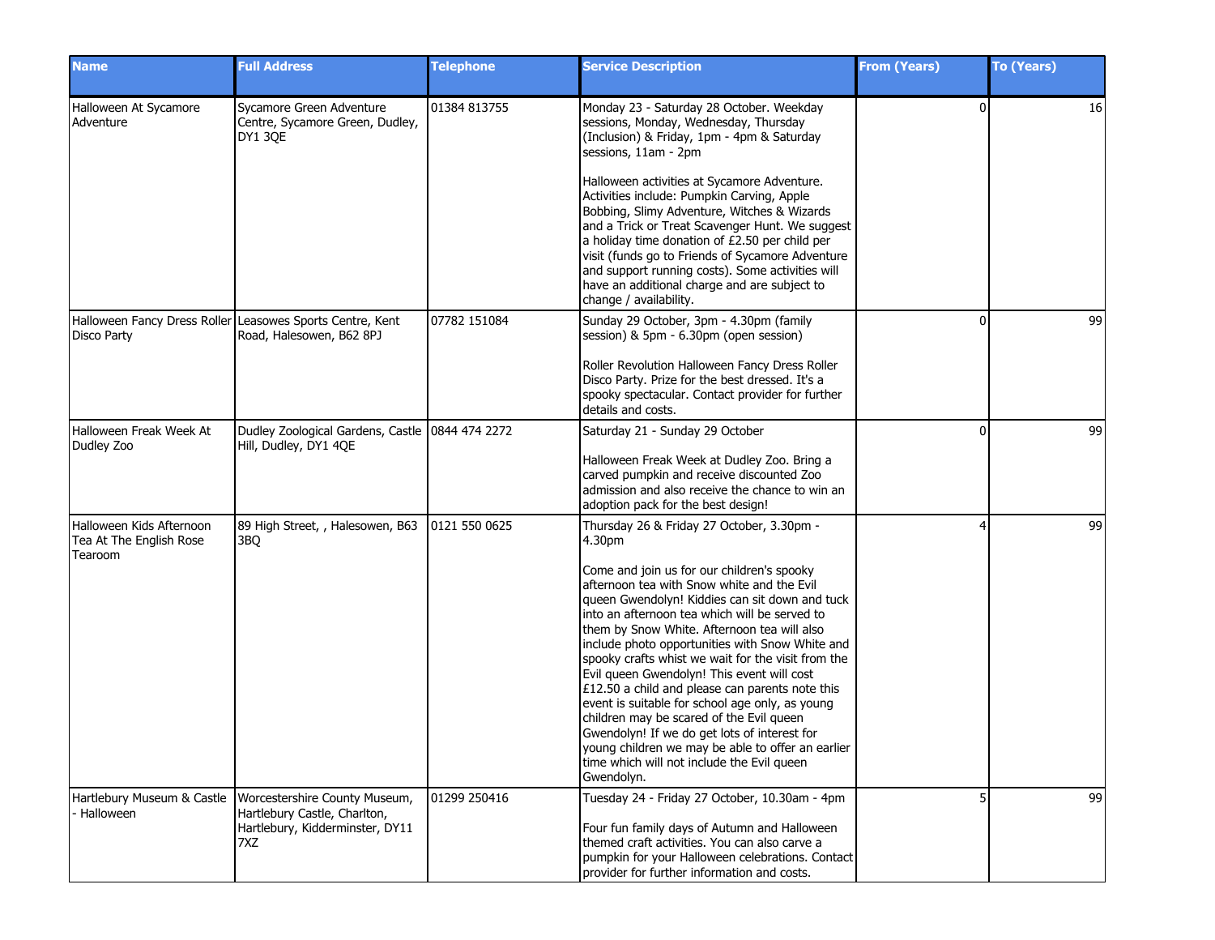| Name | Full Address | Telephone | Service Description | From (Years) | To (Years) |
|---|---|---|---|---|---|
| Halloween At Sycamore Adventure | Sycamore Green Adventure Centre, Sycamore Green, Dudley, DY1 3QE | 01384 813755 | Monday 23 - Saturday 28 October. Weekday sessions, Monday, Wednesday, Thursday (Inclusion) & Friday, 1pm - 4pm & Saturday sessions, 11am - 2pm<br><br>Halloween activities at Sycamore Adventure. Activities include: Pumpkin Carving, Apple Bobbing, Slimy Adventure, Witches & Wizards and a Trick or Treat Scavenger Hunt. We suggest a holiday time donation of £2.50 per child per visit (funds go to Friends of Sycamore Adventure and support running costs). Some activities will have an additional charge and are subject to change / availability. | 0 | 16 |
| Halloween Fancy Dress Roller Disco Party | Leasowes Sports Centre, Kent Road, Halesowen, B62 8PJ | 07782 151084 | Sunday 29 October, 3pm - 4.30pm (family session) & 5pm - 6.30pm (open session)<br><br>Roller Revolution Halloween Fancy Dress Roller Disco Party. Prize for the best dressed. It's a spooky spectacular. Contact provider for further details and costs. | 0 | 99 |
| Halloween Freak Week At Dudley Zoo | Dudley Zoological Gardens, Castle Hill, Dudley, DY1 4QE | 0844 474 2272 | Saturday 21 - Sunday 29 October<br><br>Halloween Freak Week at Dudley Zoo. Bring a carved pumpkin and receive discounted Zoo admission and also receive the chance to win an adoption pack for the best design! | 0 | 99 |
| Halloween Kids Afternoon Tea At The English Rose Tearoom | 89 High Street, , Halesowen, B63 3BQ | 0121 550 0625 | Thursday 26 & Friday 27 October, 3.30pm - 4.30pm<br><br>Come and join us for our children's spooky afternoon tea with Snow white and the Evil queen Gwendolyn! Kiddies can sit down and tuck into an afternoon tea which will be served to them by Snow White. Afternoon tea will also include photo opportunities with Snow White and spooky crafts whist we wait for the visit from the Evil queen Gwendolyn! This event will cost £12.50 a child and please can parents note this event is suitable for school age only, as young children may be scared of the Evil queen Gwendolyn! If we do get lots of interest for young children we may be able to offer an earlier time which will not include the Evil queen Gwendolyn. | 4 | 99 |
| Hartlebury Museum & Castle - Halloween | Worcestershire County Museum, Hartlebury Castle, Charlton, Hartlebury, Kidderminster, DY11 7XZ | 01299 250416 | Tuesday 24 - Friday 27 October, 10.30am - 4pm<br><br>Four fun family days of Autumn and Halloween themed craft activities. You can also carve a pumpkin for your Halloween celebrations. Contact provider for further information and costs. | 5 | 99 |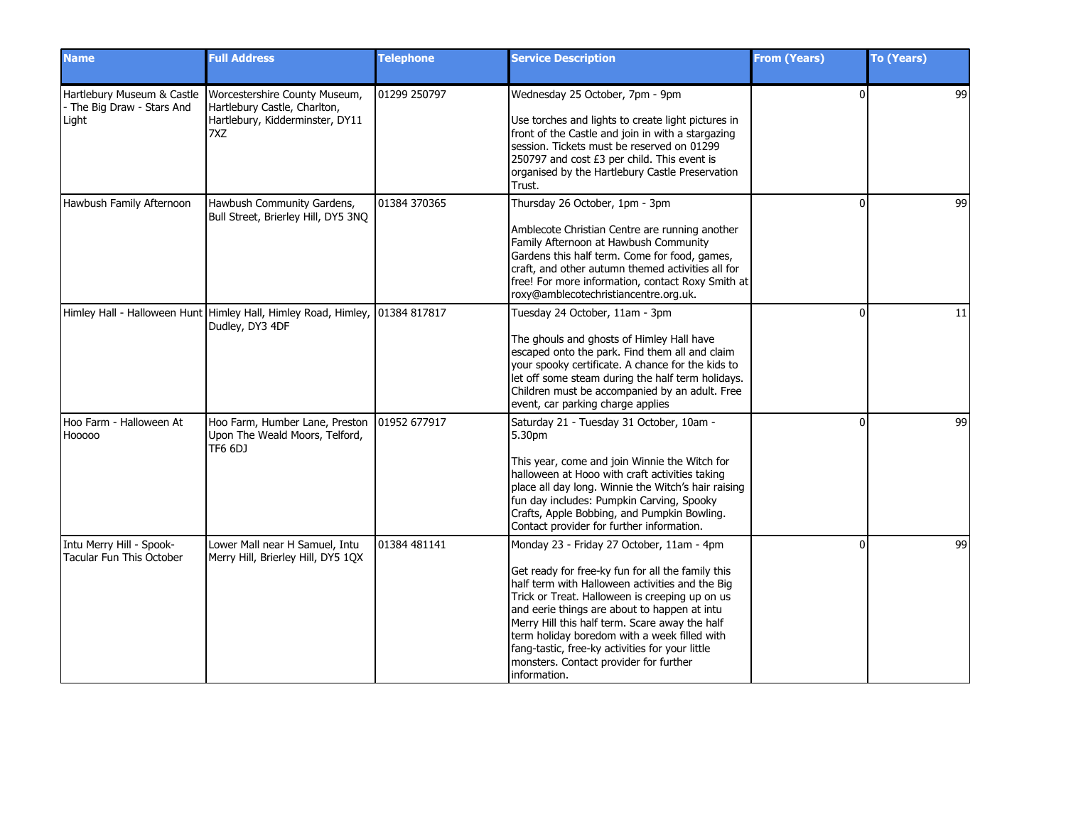| Name | Full Address | Telephone | Service Description | From (Years) | To (Years) |
| --- | --- | --- | --- | --- | --- |
| Hartlebury Museum & Castle - The Big Draw - Stars And Light | Worcestershire County Museum, Hartlebury Castle, Charlton, Hartlebury, Kidderminster, DY11 7XZ | 01299 250797 | Wednesday 25 October, 7pm - 9pm<br><br>Use torches and lights to create light pictures in front of the Castle and join in with a stargazing session. Tickets must be reserved on 01299 250797 and cost £3 per child. This event is organised by the Hartlebury Castle Preservation Trust. | 0 | 99 |
| Hawbush Family Afternoon | Hawbush Community Gardens, Bull Street, Brierley Hill, DY5 3NQ | 01384 370365 | Thursday 26 October, 1pm - 3pm<br><br>Amblecote Christian Centre are running another Family Afternoon at Hawbush Community Gardens this half term. Come for food, games, craft, and other autumn themed activities all for free! For more information, contact Roxy Smith at roxy@amblecotechristiancentre.org.uk. | 0 | 99 |
| Himley Hall - Halloween Hunt | Himley Hall, Himley Road, Himley, Dudley, DY3 4DF | 01384 817817 | Tuesday 24 October, 11am - 3pm<br><br>The ghouls and ghosts of Himley Hall have escaped onto the park. Find them all and claim your spooky certificate. A chance for the kids to let off some steam during the half term holidays. Children must be accompanied by an adult. Free event, car parking charge applies | 0 | 11 |
| Hoo Farm - Halloween At Hooooo | Hoo Farm, Humber Lane, Preston Upon The Weald Moors, Telford, TF6 6DJ | 01952 677917 | Saturday 21 - Tuesday 31 October, 10am - 5.30pm<br><br>This year, come and join Winnie the Witch for halloween at Hooo with craft activities taking place all day long. Winnie the Witch's hair raising fun day includes: Pumpkin Carving, Spooky Crafts, Apple Bobbing, and Pumpkin Bowling. Contact provider for further information. | 0 | 99 |
| Intu Merry Hill - Spook-Tacular Fun This October | Lower Mall near H Samuel, Intu Merry Hill, Brierley Hill, DY5 1QX | 01384 481141 | Monday 23 - Friday 27 October, 11am - 4pm<br><br>Get ready for free-ky fun for all the family this half term with Halloween activities and the Big Trick or Treat. Halloween is creeping up on us and eerie things are about to happen at intu Merry Hill this half term. Scare away the half term holiday boredom with a week filled with fang-tastic, free-ky activities for your little monsters. Contact provider for further information. | 0 | 99 |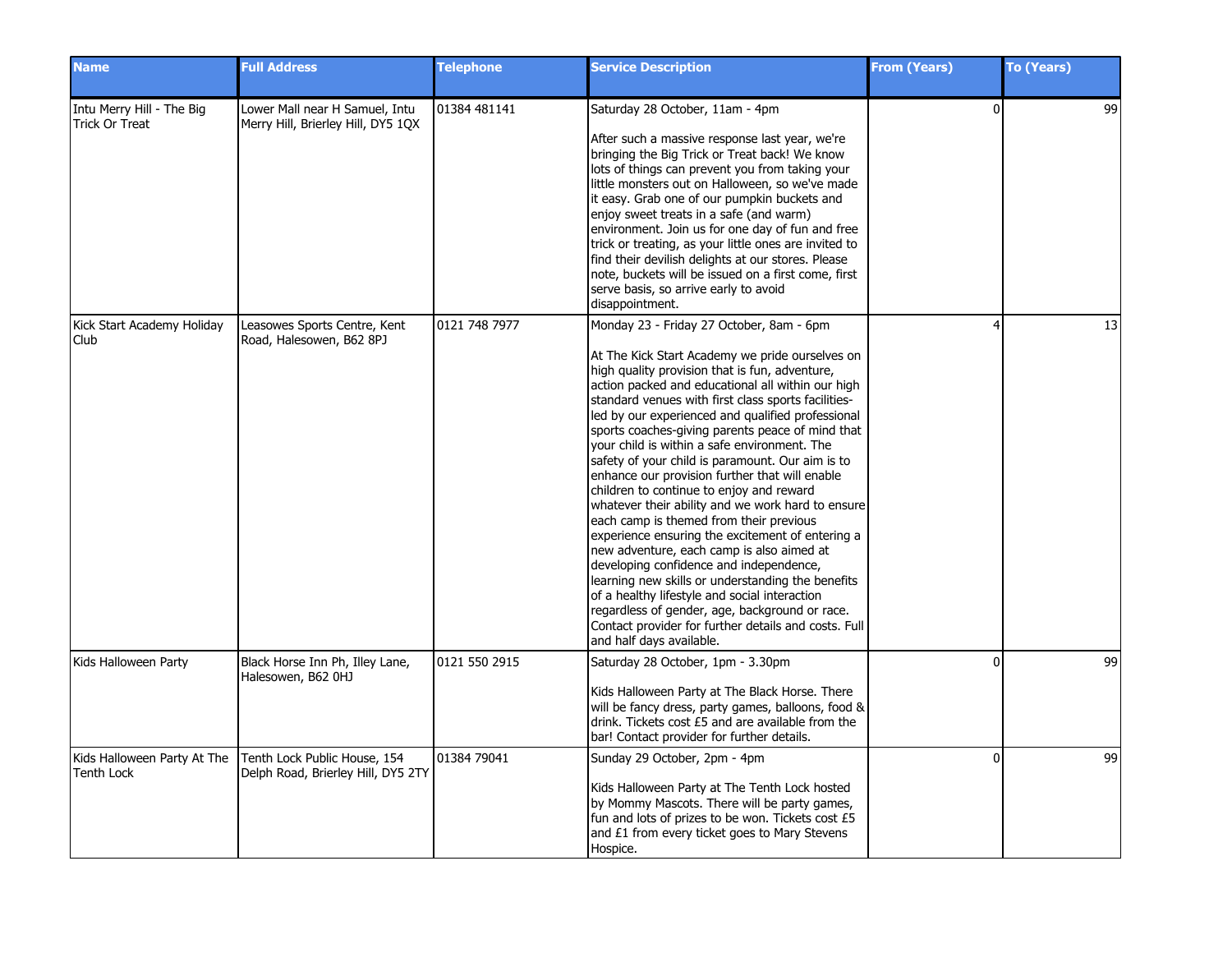| Name | Full Address | Telephone | Service Description | From (Years) | To (Years) |
|---|---|---|---|---|---|
| Intu Merry Hill - The Big Trick Or Treat | Lower Mall near H Samuel, Intu Merry Hill, Brierley Hill, DY5 1QX | 01384 481141 | Saturday 28 October, 11am - 4pm<br><br>After such a massive response last year, we're bringing the Big Trick or Treat back! We know lots of things can prevent you from taking your little monsters out on Halloween, so we've made it easy. Grab one of our pumpkin buckets and enjoy sweet treats in a safe (and warm) environment. Join us for one day of fun and free trick or treating, as your little ones are invited to find their devilish delights at our stores. Please note, buckets will be issued on a first come, first serve basis, so arrive early to avoid disappointment. | 0 | 99 |
| Kick Start Academy Holiday Club | Leasowes Sports Centre, Kent Road, Halesowen, B62 8PJ | 0121 748 7977 | Monday 23 - Friday 27 October, 8am - 6pm<br><br>At The Kick Start Academy we pride ourselves on high quality provision that is fun, adventure, action packed and educational all within our high standard venues with first class sports facilities-led by our experienced and qualified professional sports coaches-giving parents peace of mind that your child is within a safe environment. The safety of your child is paramount. Our aim is to enhance our provision further that will enable children to continue to enjoy and reward whatever their ability and we work hard to ensure each camp is themed from their previous experience ensuring the excitement of entering a new adventure, each camp is also aimed at developing confidence and independence, learning new skills or understanding the benefits of a healthy lifestyle and social interaction regardless of gender, age, background or race. Contact provider for further details and costs. Full and half days available. | 4 | 13 |
| Kids Halloween Party | Black Horse Inn Ph, Illey Lane, Halesowen, B62 0HJ | 0121 550 2915 | Saturday 28 October, 1pm - 3.30pm<br><br>Kids Halloween Party at The Black Horse. There will be fancy dress, party games, balloons, food & drink. Tickets cost £5 and are available from the bar! Contact provider for further details. | 0 | 99 |
| Kids Halloween Party At The Tenth Lock | Tenth Lock Public House, 154 Delph Road, Brierley Hill, DY5 2TY | 01384 79041 | Sunday 29 October, 2pm - 4pm<br><br>Kids Halloween Party at The Tenth Lock hosted by Mommy Mascots. There will be party games, fun and lots of prizes to be won. Tickets cost £5 and £1 from every ticket goes to Mary Stevens Hospice. | 0 | 99 |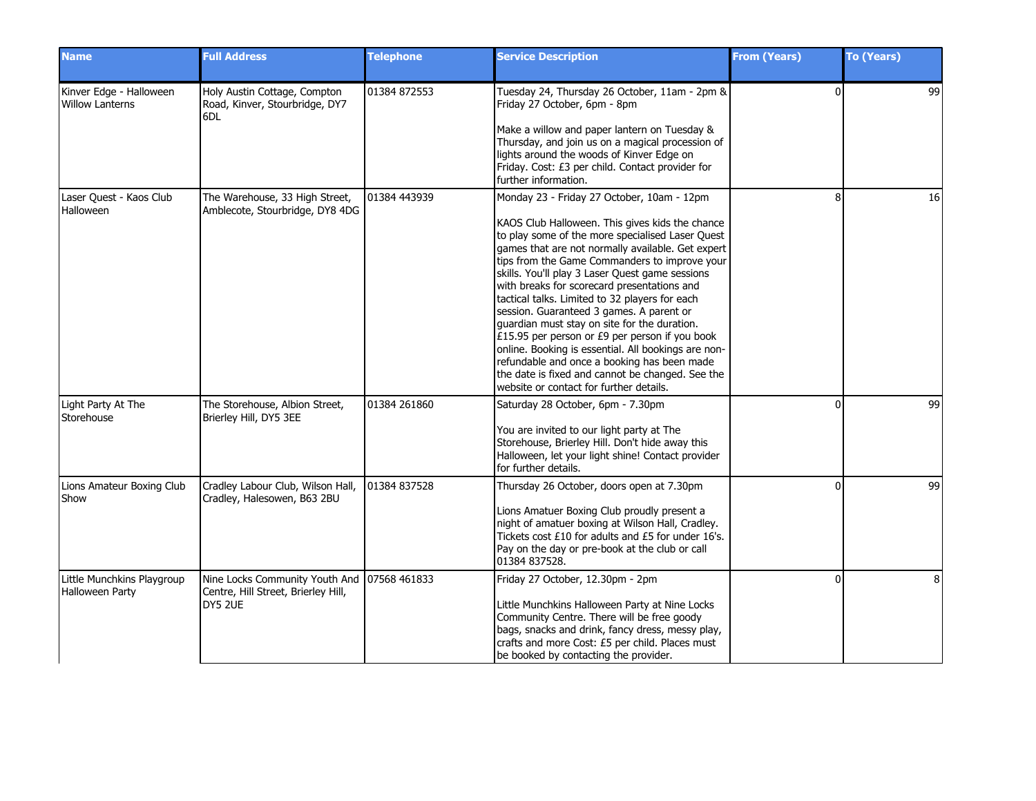| Name | Full Address | Telephone | Service Description | From (Years) | To (Years) |
|---|---|---|---|---|---|
| Kinver Edge - Halloween Willow Lanterns | Holy Austin Cottage, Compton Road, Kinver, Stourbridge, DY7 6DL | 01384 872553 | Tuesday 24, Thursday 26 October, 11am - 2pm & Friday 27 October, 6pm - 8pm<br><br>Make a willow and paper lantern on Tuesday & Thursday, and join us on a magical procession of lights around the woods of Kinver Edge on Friday. Cost: £3 per child. Contact provider for further information. | 0 | 99 |
| Laser Quest - Kaos Club Halloween | The Warehouse, 33 High Street, Amblecote, Stourbridge, DY8 4DG | 01384 443939 | Monday 23 - Friday 27 October, 10am - 12pm<br><br>KAOS Club Halloween. This gives kids the chance to play some of the more specialised Laser Quest games that are not normally available. Get expert tips from the Game Commanders to improve your skills. You'll play 3 Laser Quest game sessions with breaks for scorecard presentations and tactical talks. Limited to 32 players for each session. Guaranteed 3 games. A parent or guardian must stay on site for the duration. £15.95 per person or £9 per person if you book online. Booking is essential. All bookings are non-refundable and once a booking has been made the date is fixed and cannot be changed. See the website or contact for further details. | 8 | 16 |
| Light Party At The Storehouse | The Storehouse, Albion Street, Brierley Hill, DY5 3EE | 01384 261860 | Saturday 28 October, 6pm - 7.30pm<br><br>You are invited to our light party at The Storehouse, Brierley Hill. Don't hide away this Halloween, let your light shine! Contact provider for further details. | 0 | 99 |
| Lions Amateur Boxing Club Show | Cradley Labour Club, Wilson Hall, Cradley, Halesowen, B63 2BU | 01384 837528 | Thursday 26 October, doors open at 7.30pm<br><br>Lions Amatuer Boxing Club proudly present a night of amatuer boxing at Wilson Hall, Cradley. Tickets cost £10 for adults and £5 for under 16's. Pay on the day or pre-book at the club or call 01384 837528. | 0 | 99 |
| Little Munchkins Playgroup Halloween Party | Nine Locks Community Youth And Centre, Hill Street, Brierley Hill, DY5 2UE | 07568 461833 | Friday 27 October, 12.30pm - 2pm<br><br>Little Munchkins Halloween Party at Nine Locks Community Centre. There will be free goody bags, snacks and drink, fancy dress, messy play, crafts and more Cost: £5 per child. Places must be booked by contacting the provider. | 0 | 8 |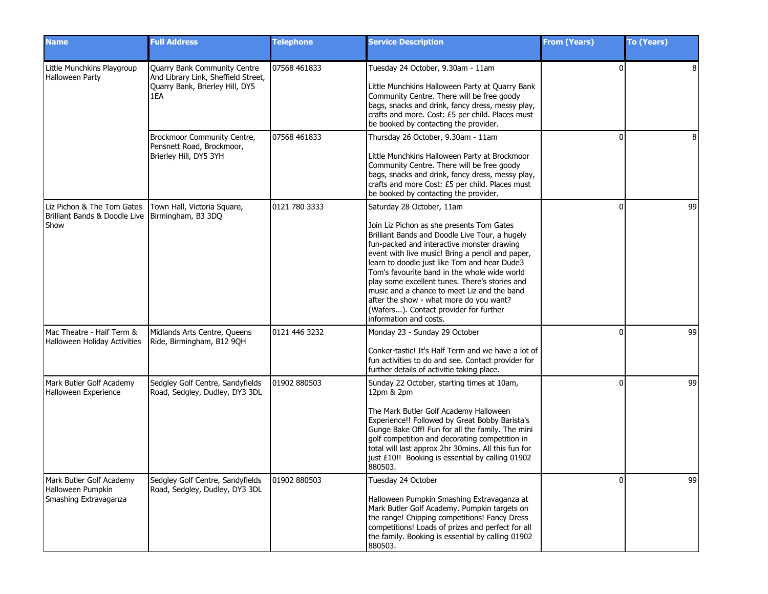| Name | Full Address | Telephone | Service Description | From (Years) | To (Years) |
|---|---|---|---|---|---|
| Little Munchkins Playgroup Halloween Party | Quarry Bank Community Centre And Library Link, Sheffield Street, Quarry Bank, Brierley Hill, DY5 1EA | 07568 461833 | Tuesday 24 October, 9.30am - 11am<br><br>Little Munchkins Halloween Party at Quarry Bank Community Centre. There will be free goody bags, snacks and drink, fancy dress, messy play, crafts and more. Cost: £5 per child. Places must be booked by contacting the provider. | 0 | 8 |
| | Brockmoor Community Centre, Pensnett Road, Brockmoor, Brierley Hill, DY5 3YH | 07568 461833 | Thursday 26 October, 9.30am - 11am<br><br>Little Munchkins Halloween Party at Brockmoor Community Centre. There will be free goody bags, snacks and drink, fancy dress, messy play, crafts and more Cost: £5 per child. Places must be booked by contacting the provider. | 0 | 8 |
| Liz Pichon & The Tom Gates Brilliant Bands & Doodle Live Show | Town Hall, Victoria Square, Birmingham, B3 3DQ | 0121 780 3333 | Saturday 28 October, 11am<br><br>Join Liz Pichon as she presents Tom Gates Brilliant Bands and Doodle Live Tour, a hugely fun-packed and interactive monster drawing event with live music! Bring a pencil and paper, learn to doodle just like Tom and hear Dude3 Tom's favourite band in the whole wide world play some excellent tunes. There's stories and music and a chance to meet Liz and the band after the show - what more do you want? (Wafers...). Contact provider for further information and costs. | 0 | 99 |
| Mac Theatre - Half Term & Halloween Holiday Activities | Midlands Arts Centre, Queens Ride, Birmingham, B12 9QH | 0121 446 3232 | Monday 23 - Sunday 29 October<br><br>Conker-tastic! It's Half Term and we have a lot of fun activities to do and see. Contact provider for further details of activitie taking place. | 0 | 99 |
| Mark Butler Golf Academy Halloween Experience | Sedgley Golf Centre, Sandyfields Road, Sedgley, Dudley, DY3 3DL | 01902 880503 | Sunday 22 October, starting times at 10am, 12pm & 2pm<br><br>The Mark Butler Golf Academy Halloween Experience!! Followed by Great Bobby Barista's Gunge Bake Off! Fun for all the family. The mini golf competition and decorating competition in total will last approx 2hr 30mins. All this fun for just £10!! Booking is essential by calling 01902 880503. | 0 | 99 |
| Mark Butler Golf Academy Halloween Pumpkin Smashing Extravaganza | Sedgley Golf Centre, Sandyfields Road, Sedgley, Dudley, DY3 3DL | 01902 880503 | Tuesday 24 October<br><br>Halloween Pumpkin Smashing Extravaganza at Mark Butler Golf Academy. Pumpkin targets on the range! Chipping competitions! Fancy Dress competitions! Loads of prizes and perfect for all the family. Booking is essential by calling 01902 880503. | 0 | 99 |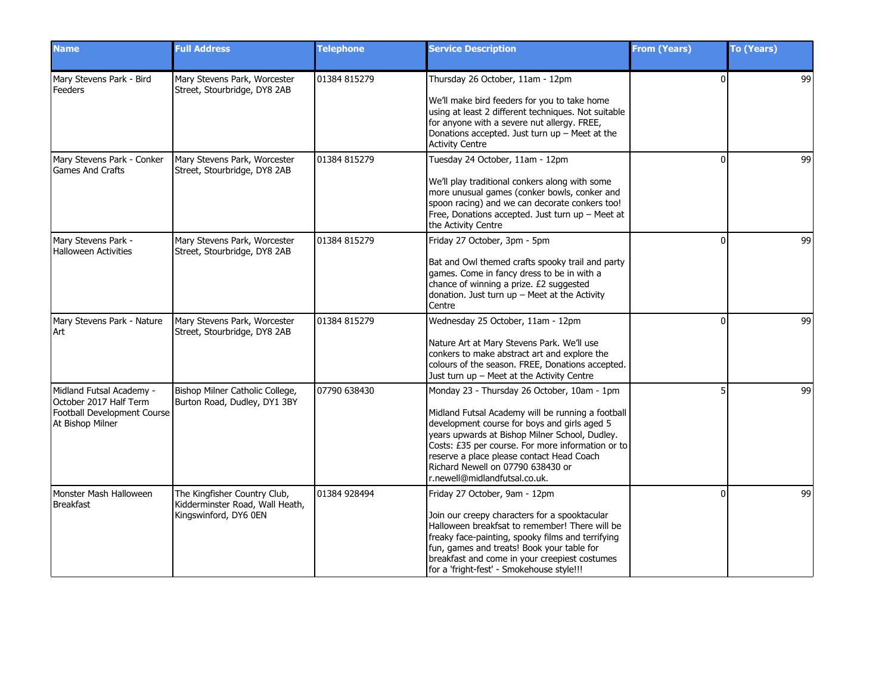| Name | Full Address | Telephone | Service Description | From (Years) | To (Years) |
| --- | --- | --- | --- | --- | --- |
| Mary Stevens Park - Bird Feeders | Mary Stevens Park, Worcester Street, Stourbridge, DY8 2AB | 01384 815279 | Thursday 26 October, 11am - 12pm<br><br>We'll make bird feeders for you to take home using at least 2 different techniques. Not suitable for anyone with a severe nut allergy. FREE, Donations accepted. Just turn up – Meet at the Activity Centre | 0 | 99 |
| Mary Stevens Park - Conker Games And Crafts | Mary Stevens Park, Worcester Street, Stourbridge, DY8 2AB | 01384 815279 | Tuesday 24 October, 11am - 12pm<br><br>We'll play traditional conkers along with some more unusual games (conker bowls, conker and spoon racing) and we can decorate conkers too! Free, Donations accepted. Just turn up – Meet at the Activity Centre | 0 | 99 |
| Mary Stevens Park - Halloween Activities | Mary Stevens Park, Worcester Street, Stourbridge, DY8 2AB | 01384 815279 | Friday 27 October, 3pm - 5pm<br><br>Bat and Owl themed crafts spooky trail and party games. Come in fancy dress to be in with a chance of winning a prize. £2 suggested donation. Just turn up – Meet at the Activity Centre | 0 | 99 |
| Mary Stevens Park - Nature Art | Mary Stevens Park, Worcester Street, Stourbridge, DY8 2AB | 01384 815279 | Wednesday 25 October, 11am - 12pm<br><br>Nature Art at Mary Stevens Park. We'll use conkers to make abstract art and explore the colours of the season. FREE, Donations accepted. Just turn up – Meet at the Activity Centre | 0 | 99 |
| Midland Futsal Academy - October 2017 Half Term Football Development Course At Bishop Milner | Bishop Milner Catholic College, Burton Road, Dudley, DY1 3BY | 07790 638430 | Monday 23 - Thursday 26 October, 10am - 1pm<br><br>Midland Futsal Academy will be running a football development course for boys and girls aged 5 years upwards at Bishop Milner School, Dudley. Costs: £35 per course. For more information or to reserve a place please contact Head Coach Richard Newell on 07790 638430 or r.newell@midlandfutsal.co.uk. | 5 | 99 |
| Monster Mash Halloween Breakfast | The Kingfisher Country Club, Kidderminster Road, Wall Heath, Kingswinford, DY6 0EN | 01384 928494 | Friday 27 October, 9am - 12pm<br><br>Join our creepy characters for a spooktacular Halloween breakfsat to remember! There will be freaky face-painting, spooky films and terrifying fun, games and treats! Book your table for breakfast and come in your creepiest costumes for a 'fright-fest' - Smokehouse style!!! | 0 | 99 |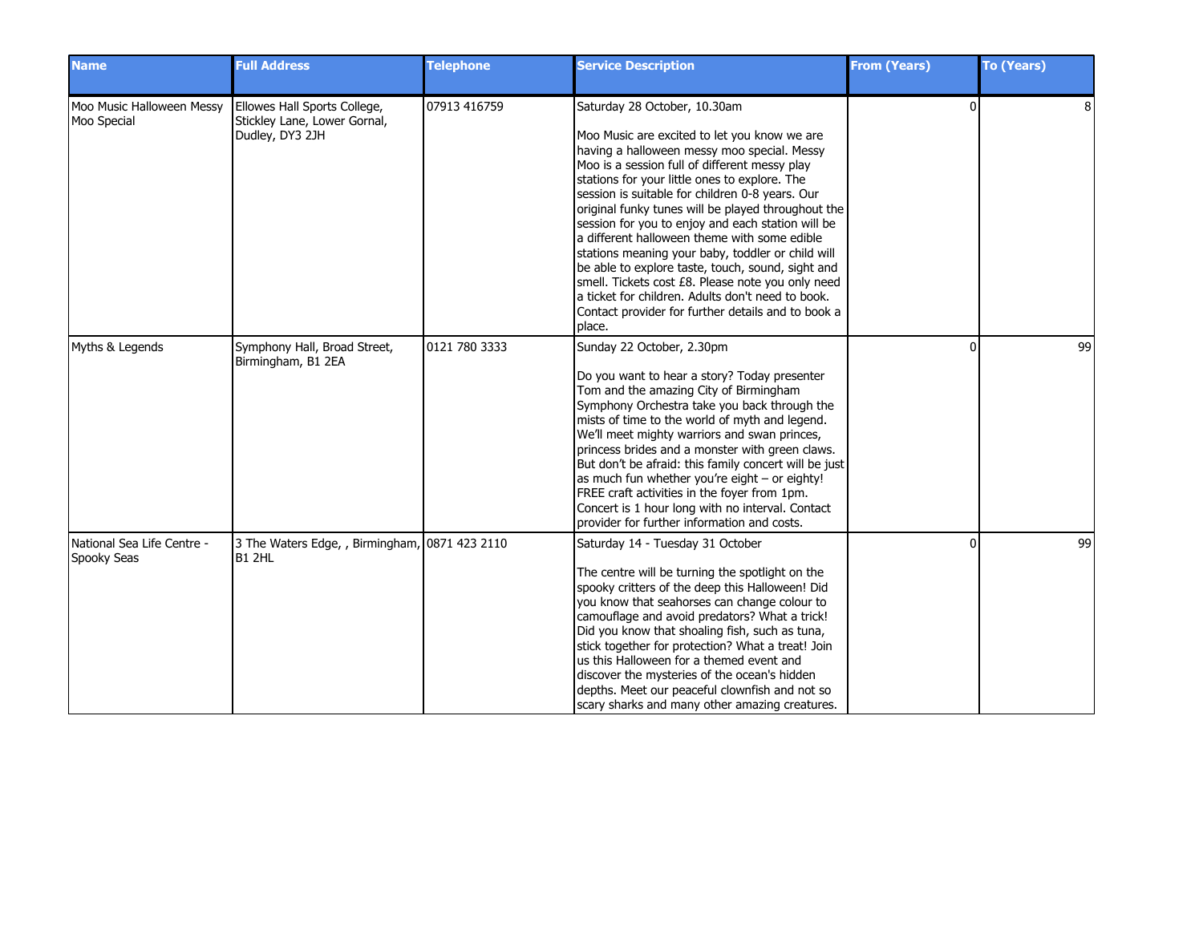| Name | Full Address | Telephone | Service Description | From (Years) | To (Years) |
|---|---|---|---|---|---|
| Moo Music Halloween Messy Moo Special | Ellowes Hall Sports College, Stickley Lane, Lower Gornal, Dudley, DY3 2JH | 07913 416759 | Saturday 28 October, 10.30am<br><br>Moo Music are excited to let you know we are having a halloween messy moo special. Messy Moo is a session full of different messy play stations for your little ones to explore. The session is suitable for children 0-8 years. Our original funky tunes will be played throughout the session for you to enjoy and each station will be a different halloween theme with some edible stations meaning your baby, toddler or child will be able to explore taste, touch, sound, sight and smell. Tickets cost £8. Please note you only need a ticket for children. Adults don't need to book. Contact provider for further details and to book a place. | 0 | 8 |
| Myths & Legends | Symphony Hall, Broad Street, Birmingham, B1 2EA | 0121 780 3333 | Sunday 22 October, 2.30pm<br><br>Do you want to hear a story? Today presenter Tom and the amazing City of Birmingham Symphony Orchestra take you back through the mists of time to the world of myth and legend. We'll meet mighty warriors and swan princes, princess brides and a monster with green claws. But don't be afraid: this family concert will be just as much fun whether you're eight – or eighty! FREE craft activities in the foyer from 1pm. Concert is 1 hour long with no interval. Contact provider for further information and costs. | 0 | 99 |
| National Sea Life Centre - Spooky Seas | 3 The Waters Edge, , Birmingham, B1 2HL | 0871 423 2110 | Saturday 14 - Tuesday 31 October<br><br>The centre will be turning the spotlight on the spooky critters of the deep this Halloween! Did you know that seahorses can change colour to camouflage and avoid predators? What a trick! Did you know that shoaling fish, such as tuna, stick together for protection? What a treat! Join us this Halloween for a themed event and discover the mysteries of the ocean's hidden depths. Meet our peaceful clownfish and not so scary sharks and many other amazing creatures. | 0 | 99 |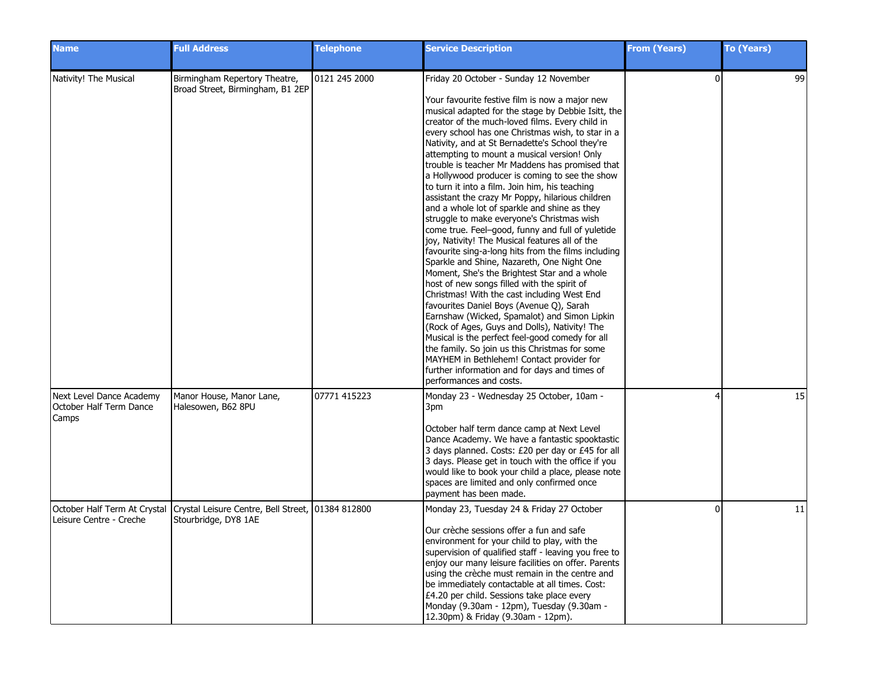| Name | Full Address | Telephone | Service Description | From (Years) | To (Years) |
| --- | --- | --- | --- | --- | --- |
| Nativity! The Musical | Birmingham Repertory Theatre, Broad Street, Birmingham, B1 2EP | 0121 245 2000 | Friday 20 October - Sunday 12 November<br><br>Your favourite festive film is now a major new musical adapted for the stage by Debbie Isitt, the creator of the much-loved films. Every child in every school has one Christmas wish, to star in a Nativity, and at St Bernadette's School they're attempting to mount a musical version! Only trouble is teacher Mr Maddens has promised that a Hollywood producer is coming to see the show to turn it into a film. Join him, his teaching assistant the crazy Mr Poppy, hilarious children and a whole lot of sparkle and shine as they struggle to make everyone's Christmas wish come true. Feel–good, funny and full of yuletide joy, Nativity! The Musical features all of the favourite sing-a-long hits from the films including Sparkle and Shine, Nazareth, One Night One Moment, She's the Brightest Star and a whole host of new songs filled with the spirit of Christmas! With the cast including West End favourites Daniel Boys (Avenue Q), Sarah Earnshaw (Wicked, Spamalot) and Simon Lipkin (Rock of Ages, Guys and Dolls), Nativity! The Musical is the perfect feel-good comedy for all the family. So join us this Christmas for some MAYHEM in Bethlehem! Contact provider for further information and for days and times of performances and costs. | 0 | 99 |
| Next Level Dance Academy October Half Term Dance Camps | Manor House, Manor Lane, Halesowen, B62 8PU | 07771 415223 | Monday 23 - Wednesday 25 October, 10am - 3pm<br><br>October half term dance camp at Next Level Dance Academy. We have a fantastic spooktastic 3 days planned. Costs: £20 per day or £45 for all 3 days. Please get in touch with the office if you would like to book your child a place, please note spaces are limited and only confirmed once payment has been made. | 4 | 15 |
| October Half Term At Crystal Leisure Centre - Creche | Crystal Leisure Centre, Bell Street, Stourbridge, DY8 1AE | 01384 812800 | Monday 23, Tuesday 24 & Friday 27 October<br><br>Our crèche sessions offer a fun and safe environment for your child to play, with the supervision of qualified staff - leaving you free to enjoy our many leisure facilities on offer. Parents using the crèche must remain in the centre and be immediately contactable at all times. Cost: £4.20 per child. Sessions take place every Monday (9.30am - 12pm), Tuesday (9.30am - 12.30pm) & Friday (9.30am - 12pm). | 0 | 11 |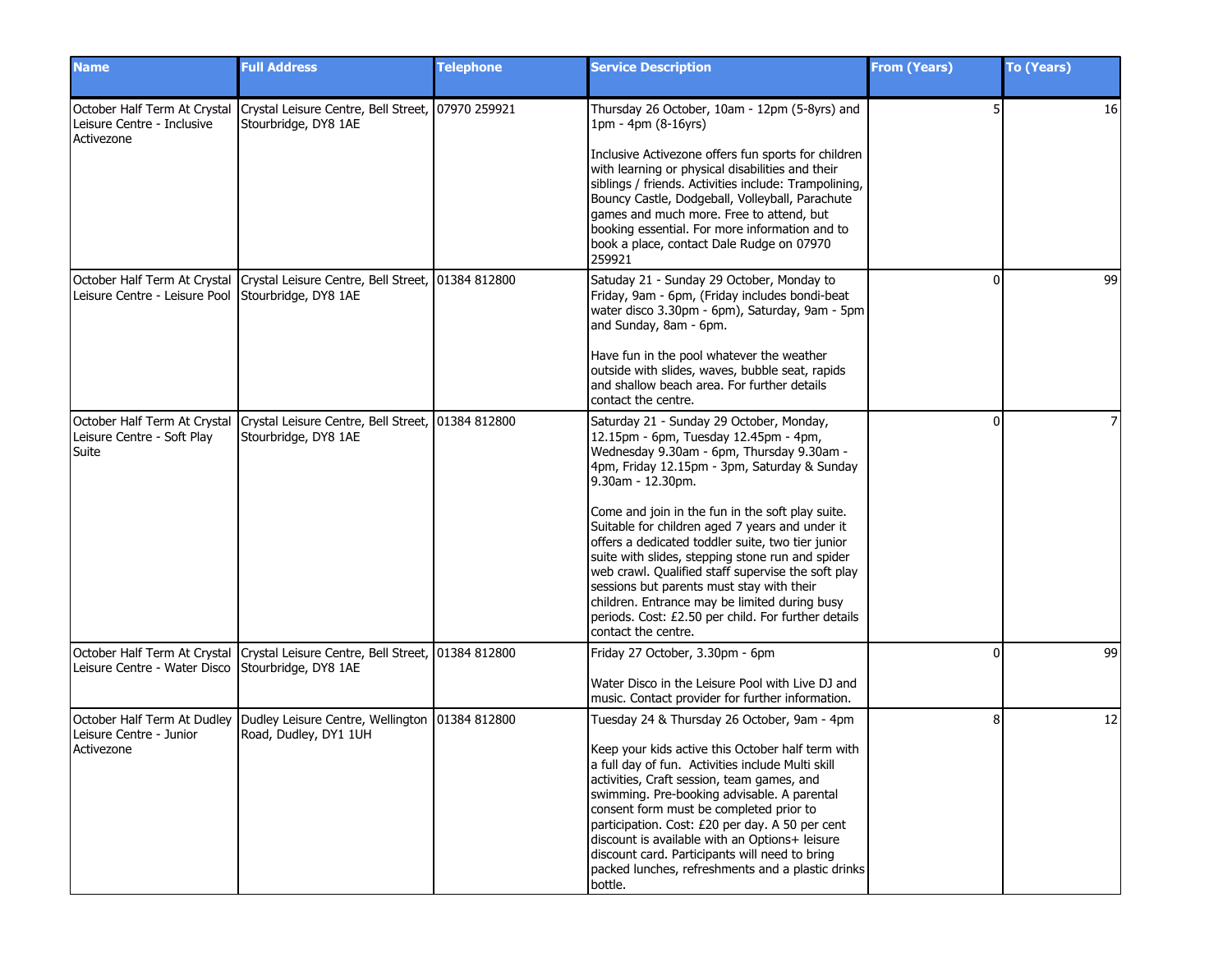| Name | Full Address | Telephone | Service Description | From (Years) | To (Years) |
|---|---|---|---|---|---|
| October Half Term At Crystal Leisure Centre - Inclusive Activezone | Crystal Leisure Centre, Bell Street, Stourbridge, DY8 1AE | 07970 259921 | Thursday 26 October, 10am - 12pm (5-8yrs) and 1pm - 4pm (8-16yrs)<br><br>Inclusive Activezone offers fun sports for children with learning or physical disabilities and their siblings / friends. Activities include: Trampolining, Bouncy Castle, Dodgeball, Volleyball, Parachute games and much more. Free to attend, but booking essential. For more information and to book a place, contact Dale Rudge on 07970 259921 | 5 | 16 |
| October Half Term At Crystal Leisure Centre - Leisure Pool | Crystal Leisure Centre, Bell Street, Stourbridge, DY8 1AE | 01384 812800 | Satuday 21 - Sunday 29 October, Monday to Friday, 9am - 6pm, (Friday includes bondi-beat water disco 3.30pm - 6pm), Saturday, 9am - 5pm and Sunday, 8am - 6pm.<br><br>Have fun in the pool whatever the weather outside with slides, waves, bubble seat, rapids and shallow beach area. For further details contact the centre. | 0 | 99 |
| October Half Term At Crystal Leisure Centre - Soft Play Suite | Crystal Leisure Centre, Bell Street, Stourbridge, DY8 1AE | 01384 812800 | Saturday 21 - Sunday 29 October, Monday, 12.15pm - 6pm, Tuesday 12.45pm - 4pm, Wednesday 9.30am - 6pm, Thursday 9.30am - 4pm, Friday 12.15pm - 3pm, Saturday & Sunday 9.30am - 12.30pm.<br><br>Come and join in the fun in the soft play suite. Suitable for children aged 7 years and under it offers a dedicated toddler suite, two tier junior suite with slides, stepping stone run and spider web crawl. Qualified staff supervise the soft play sessions but parents must stay with their children. Entrance may be limited during busy periods. Cost: £2.50 per child. For further details contact the centre. | 0 | 7 |
| October Half Term At Crystal Leisure Centre - Water Disco | Crystal Leisure Centre, Bell Street, Stourbridge, DY8 1AE | 01384 812800 | Friday 27 October, 3.30pm - 6pm<br><br>Water Disco in the Leisure Pool with Live DJ and music. Contact provider for further information. | 0 | 99 |
| October Half Term At Dudley Leisure Centre - Junior Activezone | Dudley Leisure Centre, Wellington Road, Dudley, DY1 1UH | 01384 812800 | Tuesday 24 & Thursday 26 October, 9am - 4pm<br><br>Keep your kids active this October half term with a full day of fun. Activities include Multi skill activities, Craft session, team games, and swimming. Pre-booking advisable. A parental consent form must be completed prior to participation. Cost: £20 per day. A 50 per cent discount is available with an Options+ leisure discount card. Participants will need to bring packed lunches, refreshments and a plastic drinks bottle. | 8 | 12 |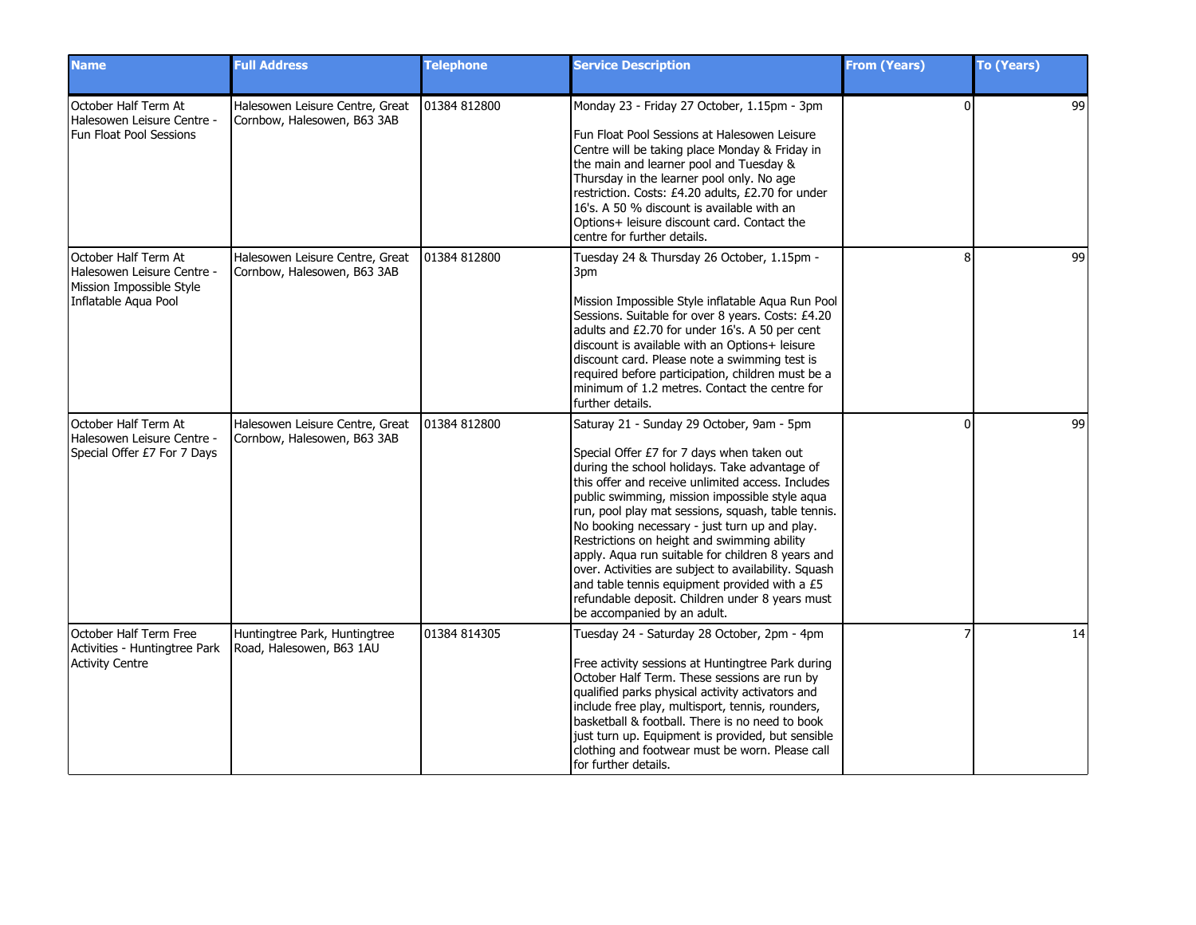| Name | Full Address | Telephone | Service Description | From (Years) | To (Years) |
|---|---|---|---|---|---|
| October Half Term At Halesowen Leisure Centre - Fun Float Pool Sessions | Halesowen Leisure Centre, Great Cornbow, Halesowen, B63 3AB | 01384 812800 | Monday 23 - Friday 27 October, 1.15pm - 3pm<br><br>Fun Float Pool Sessions at Halesowen Leisure Centre will be taking place Monday & Friday in the main and learner pool and Tuesday & Thursday in the learner pool only. No age restriction. Costs: £4.20 adults, £2.70 for under 16's. A 50 % discount is available with an Options+ leisure discount card. Contact the centre for further details. | 0 | 99 |
| October Half Term At Halesowen Leisure Centre - Mission Impossible Style Inflatable Aqua Pool | Halesowen Leisure Centre, Great Cornbow, Halesowen, B63 3AB | 01384 812800 | Tuesday 24 & Thursday 26 October, 1.15pm - 3pm<br><br>Mission Impossible Style inflatable Aqua Run Pool Sessions. Suitable for over 8 years. Costs: £4.20 adults and £2.70 for under 16's. A 50 per cent discount is available with an Options+ leisure discount card. Please note a swimming test is required before participation, children must be a minimum of 1.2 metres. Contact the centre for further details. | 8 | 99 |
| October Half Term At Halesowen Leisure Centre - Special Offer £7 For 7 Days | Halesowen Leisure Centre, Great Cornbow, Halesowen, B63 3AB | 01384 812800 | Saturay 21 - Sunday 29 October, 9am - 5pm<br><br>Special Offer £7 for 7 days when taken out during the school holidays. Take advantage of this offer and receive unlimited access. Includes public swimming, mission impossible style aqua run, pool play mat sessions, squash, table tennis. No booking necessary - just turn up and play. Restrictions on height and swimming ability apply. Aqua run suitable for children 8 years and over. Activities are subject to availability. Squash and table tennis equipment provided with a £5 refundable deposit. Children under 8 years must be accompanied by an adult. | 0 | 99 |
| October Half Term Free Activities - Huntingtree Park Activity Centre | Huntingtree Park, Huntingtree Road, Halesowen, B63 1AU | 01384 814305 | Tuesday 24 - Saturday 28 October, 2pm - 4pm<br><br>Free activity sessions at Huntingtree Park during October Half Term. These sessions are run by qualified parks physical activity activators and include free play, multisport, tennis, rounders, basketball & football. There is no need to book just turn up. Equipment is provided, but sensible clothing and footwear must be worn. Please call for further details. | 7 | 14 |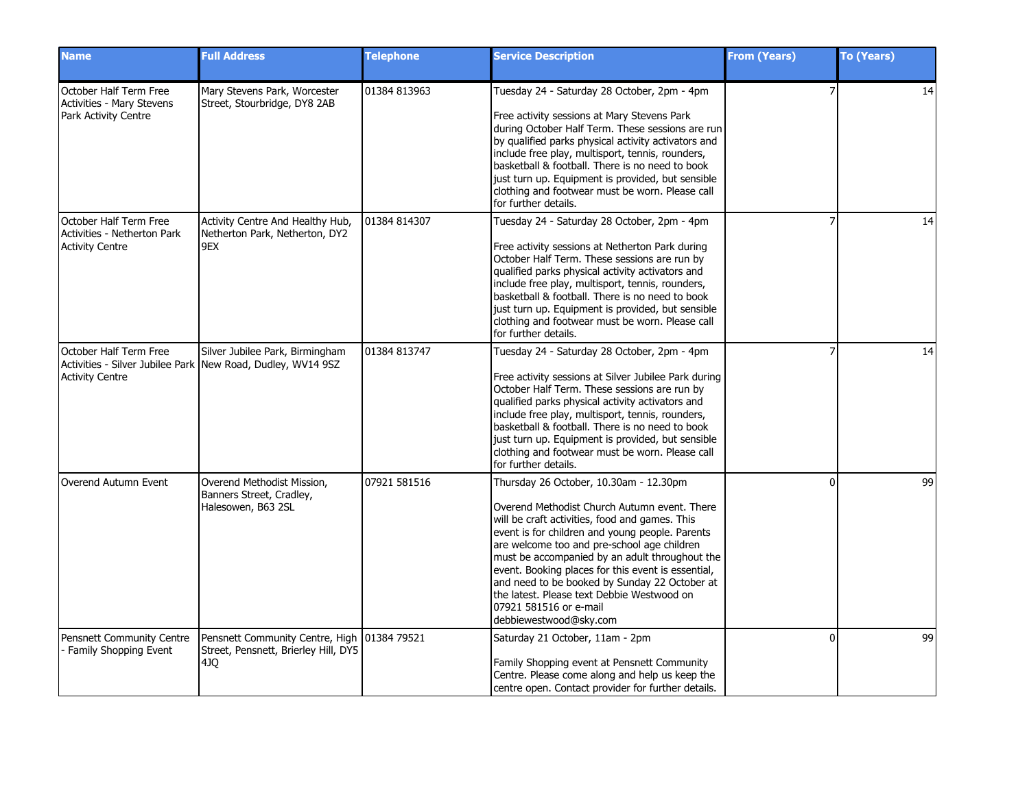| Name | Full Address | Telephone | Service Description | From (Years) | To (Years) |
| --- | --- | --- | --- | --- | --- |
| October Half Term Free Activities - Mary Stevens Park Activity Centre | Mary Stevens Park, Worcester Street, Stourbridge, DY8 2AB | 01384 813963 | Tuesday 24 - Saturday 28 October, 2pm - 4pm<br><br>Free activity sessions at Mary Stevens Park during October Half Term. These sessions are run by qualified parks physical activity activators and include free play, multisport, tennis, rounders, basketball & football. There is no need to book just turn up. Equipment is provided, but sensible clothing and footwear must be worn. Please call for further details. | 7 | 14 |
| October Half Term Free Activities - Netherton Park Activity Centre | Activity Centre And Healthy Hub, Netherton Park, Netherton, DY2 9EX | 01384 814307 | Tuesday 24 - Saturday 28 October, 2pm - 4pm<br><br>Free activity sessions at Netherton Park during October Half Term. These sessions are run by qualified parks physical activity activators and include free play, multisport, tennis, rounders, basketball & football. There is no need to book just turn up. Equipment is provided, but sensible clothing and footwear must be worn. Please call for further details. | 7 | 14 |
| October Half Term Free Activities - Silver Jubilee Park Activity Centre | Silver Jubilee Park, Birmingham New Road, Dudley, WV14 9SZ | 01384 813747 | Tuesday 24 - Saturday 28 October, 2pm - 4pm<br><br>Free activity sessions at Silver Jubilee Park during October Half Term. These sessions are run by qualified parks physical activity activators and include free play, multisport, tennis, rounders, basketball & football. There is no need to book just turn up. Equipment is provided, but sensible clothing and footwear must be worn. Please call for further details. | 7 | 14 |
| Overend Autumn Event | Overend Methodist Mission, Banners Street, Cradley, Halesowen, B63 2SL | 07921 581516 | Thursday 26 October, 10.30am - 12.30pm<br><br>Overend Methodist Church Autumn event. There will be craft activities, food and games. This event is for children and young people. Parents are welcome too and pre-school age children must be accompanied by an adult throughout the event. Booking places for this event is essential, and need to be booked by Sunday 22 October at the latest. Please text Debbie Westwood on 07921 581516 or e-mail debbiewestwood@sky.com | 0 | 99 |
| Pensnett Community Centre - Family Shopping Event | Pensnett Community Centre, High Street, Pensnett, Brierley Hill, DY5 4JQ | 01384 79521 | Saturday 21 October, 11am - 2pm<br><br>Family Shopping event at Pensnett Community Centre. Please come along and help us keep the centre open. Contact provider for further details. | 0 | 99 |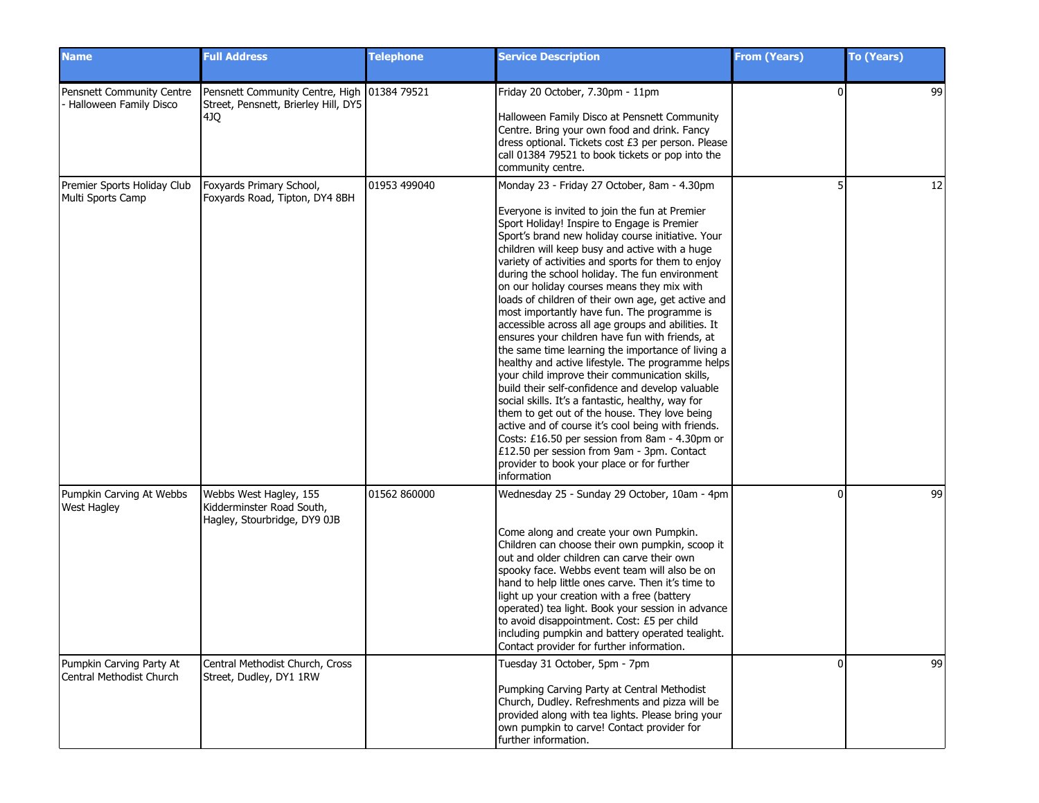| Name | Full Address | Telephone | Service Description | From (Years) | To (Years) |
|---|---|---|---|---|---|
| Pensnett Community Centre - Halloween Family Disco | Pensnett Community Centre, High Street, Pensnett, Brierley Hill, DY5 4JQ | 01384 79521 | Friday 20 October, 7.30pm - 11pm<br><br>Halloween Family Disco at Pensnett Community Centre. Bring your own food and drink. Fancy dress optional. Tickets cost £3 per person. Please call 01384 79521 to book tickets or pop into the community centre. | 0 | 99 |
| Premier Sports Holiday Club Multi Sports Camp | Foxyards Primary School, Foxyards Road, Tipton, DY4 8BH | 01953 499040 | Monday 23 - Friday 27 October, 8am - 4.30pm<br><br>Everyone is invited to join the fun at Premier Sport Holiday! Inspire to Engage is Premier Sport's brand new holiday course initiative. Your children will keep busy and active with a huge variety of activities and sports for them to enjoy during the school holiday. The fun environment on our holiday courses means they mix with loads of children of their own age, get active and most importantly have fun. The programme is accessible across all age groups and abilities. It ensures your children have fun with friends, at the same time learning the importance of living a healthy and active lifestyle. The programme helps your child improve their communication skills, build their self-confidence and develop valuable social skills. It's a fantastic, healthy, way for them to get out of the house. They love being active and of course it's cool being with friends. Costs: £16.50 per session from 8am - 4.30pm or £12.50 per session from 9am - 3pm. Contact provider to book your place or for further information | 5 | 12 |
| Pumpkin Carving At Webbs West Hagley | Webbs West Hagley, 155 Kidderminster Road South, Hagley, Stourbridge, DY9 0JB | 01562 860000 | Wednesday 25 - Sunday 29 October, 10am - 4pm<br><br>Come along and create your own Pumpkin. Children can choose their own pumpkin, scoop it out and older children can carve their own spooky face. Webbs event team will also be on hand to help little ones carve. Then it's time to light up your creation with a free (battery operated) tea light. Book your session in advance to avoid disappointment. Cost: £5 per child including pumpkin and battery operated tealight. Contact provider for further information. | 0 | 99 |
| Pumpkin Carving Party At Central Methodist Church | Central Methodist Church, Cross Street, Dudley, DY1 1RW | | Tuesday 31 October, 5pm - 7pm<br><br>Pumpking Carving Party at Central Methodist Church, Dudley. Refreshments and pizza will be provided along with tea lights. Please bring your own pumpkin to carve! Contact provider for further information. | 0 | 99 |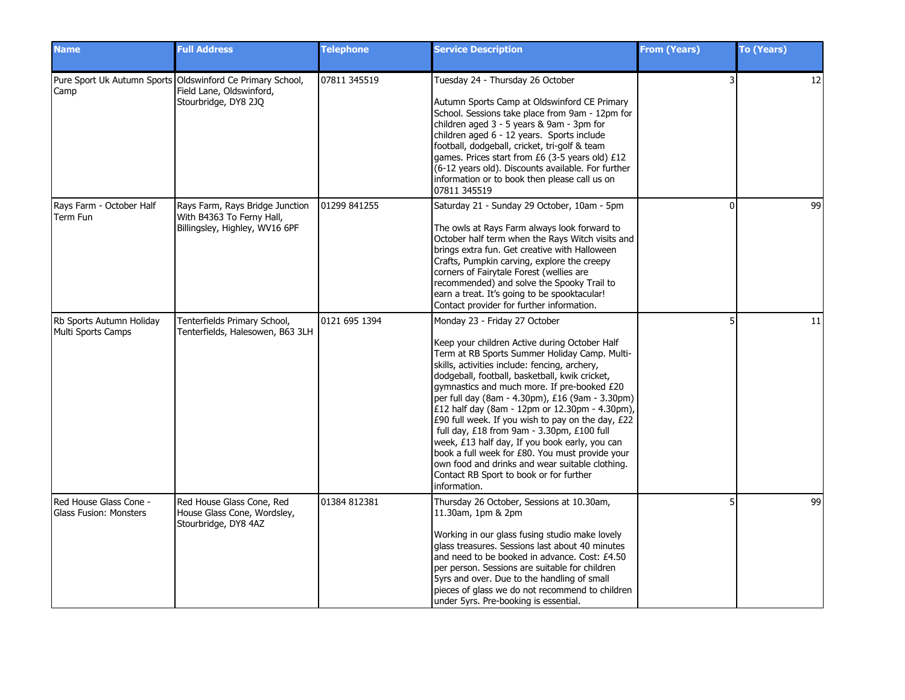| Name | Full Address | Telephone | Service Description | From (Years) | To (Years) |
|---|---|---|---|---|---|
| Pure Sport Uk Autumn Sports Camp | Oldswinford Ce Primary School, Field Lane, Oldswinford, Stourbridge, DY8 2JQ | 07811 345519 | Tuesday 24 - Thursday 26 October<br><br>Autumn Sports Camp at Oldswinford CE Primary School. Sessions take place from 9am - 12pm for children aged 3 - 5 years & 9am - 3pm for children aged 6 - 12 years. Sports include football, dodgeball, cricket, tri-golf & team games. Prices start from £6 (3-5 years old) £12 (6-12 years old). Discounts available. For further information or to book then please call us on 07811 345519 | 3 | 12 |
| Rays Farm - October Half Term Fun | Rays Farm, Rays Bridge Junction With B4363 To Ferny Hall, Billingsley, Highley, WV16 6PF | 01299 841255 | Saturday 21 - Sunday 29 October, 10am - 5pm<br><br>The owls at Rays Farm always look forward to October half term when the Rays Witch visits and brings extra fun. Get creative with Halloween Crafts, Pumpkin carving, explore the creepy corners of Fairytale Forest (wellies are recommended) and solve the Spooky Trail to earn a treat. It's going to be spooktacular! Contact provider for further information. | 0 | 99 |
| Rb Sports Autumn Holiday Multi Sports Camps | Tenterfields Primary School, Tenterfields, Halesowen, B63 3LH | 0121 695 1394 | Monday 23 - Friday 27 October<br><br>Keep your children Active during October Half Term at RB Sports Summer Holiday Camp. Multi-skills, activities include: fencing, archery, dodgeball, football, basketball, kwik cricket, gymnastics and much more. If pre-booked £20 per full day (8am - 4.30pm), £16 (9am - 3.30pm) £12 half day (8am - 12pm or 12.30pm - 4.30pm), £90 full week. If you wish to pay on the day, £22 full day, £18 from 9am - 3.30pm, £100 full week, £13 half day, If you book early, you can book a full week for £80. You must provide your own food and drinks and wear suitable clothing. Contact RB Sport to book or for further information. | 5 | 11 |
| Red House Glass Cone - Glass Fusion: Monsters | Red House Glass Cone, Red House Glass Cone, Wordsley, Stourbridge, DY8 4AZ | 01384 812381 | Thursday 26 October, Sessions at 10.30am, 11.30am, 1pm & 2pm<br><br>Working in our glass fusing studio make lovely glass treasures. Sessions last about 40 minutes and need to be booked in advance. Cost: £4.50 per person. Sessions are suitable for children 5yrs and over. Due to the handling of small pieces of glass we do not recommend to children under 5yrs. Pre-booking is essential. | 5 | 99 |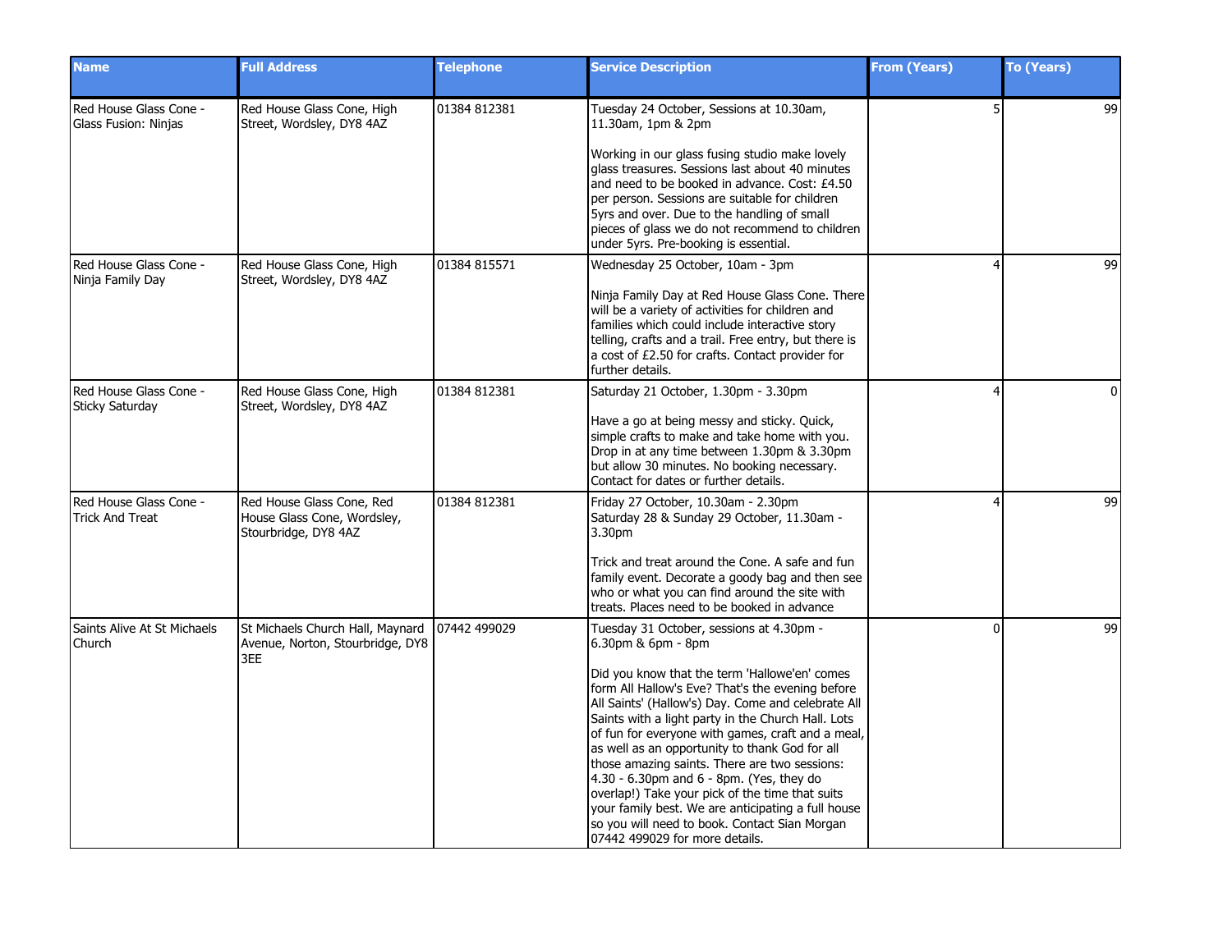| Name | Full Address | Telephone | Service Description | From (Years) | To (Years) |
|---|---|---|---|---|---|
| Red House Glass Cone - Glass Fusion: Ninjas | Red House Glass Cone, High Street, Wordsley, DY8 4AZ | 01384 812381 | Tuesday 24 October, Sessions at 10.30am, 11.30am, 1pm & 2pm<br><br>Working in our glass fusing studio make lovely glass treasures. Sessions last about 40 minutes and need to be booked in advance. Cost: £4.50 per person. Sessions are suitable for children 5yrs and over. Due to the handling of small pieces of glass we do not recommend to children under 5yrs. Pre-booking is essential. | 5 | 99 |
| Red House Glass Cone - Ninja Family Day | Red House Glass Cone, High Street, Wordsley, DY8 4AZ | 01384 815571 | Wednesday 25 October, 10am - 3pm<br><br>Ninja Family Day at Red House Glass Cone. There will be a variety of activities for children and families which could include interactive story telling, crafts and a trail. Free entry, but there is a cost of £2.50 for crafts. Contact provider for further details. | 4 | 99 |
| Red House Glass Cone - Sticky Saturday | Red House Glass Cone, High Street, Wordsley, DY8 4AZ | 01384 812381 | Saturday 21 October, 1.30pm - 3.30pm<br><br>Have a go at being messy and sticky. Quick, simple crafts to make and take home with you. Drop in at any time between 1.30pm & 3.30pm but allow 30 minutes. No booking necessary. Contact for dates or further details. | 4 | 0 |
| Red House Glass Cone - Trick And Treat | Red House Glass Cone, Red House Glass Cone, Wordsley, Stourbridge, DY8 4AZ | 01384 812381 | Friday 27 October, 10.30am - 2.30pm<br>Saturday 28 & Sunday 29 October, 11.30am - 3.30pm<br><br>Trick and treat around the Cone. A safe and fun family event. Decorate a goody bag and then see who or what you can find around the site with treats. Places need to be booked in advance | 4 | 99 |
| Saints Alive At St Michaels Church | St Michaels Church Hall, Maynard Avenue, Norton, Stourbridge, DY8 3EE | 07442 499029 | Tuesday 31 October, sessions at 4.30pm - 6.30pm & 6pm - 8pm<br><br>Did you know that the term 'Hallowe'en' comes form All Hallow's Eve? That's the evening before All Saints' (Hallow's) Day. Come and celebrate All Saints with a light party in the Church Hall. Lots of fun for everyone with games, craft and a meal, as well as an opportunity to thank God for all those amazing saints. There are two sessions: 4.30 - 6.30pm and 6 - 8pm. (Yes, they do overlap!) Take your pick of the time that suits your family best. We are anticipating a full house so you will need to book. Contact Sian Morgan 07442 499029 for more details. | 0 | 99 |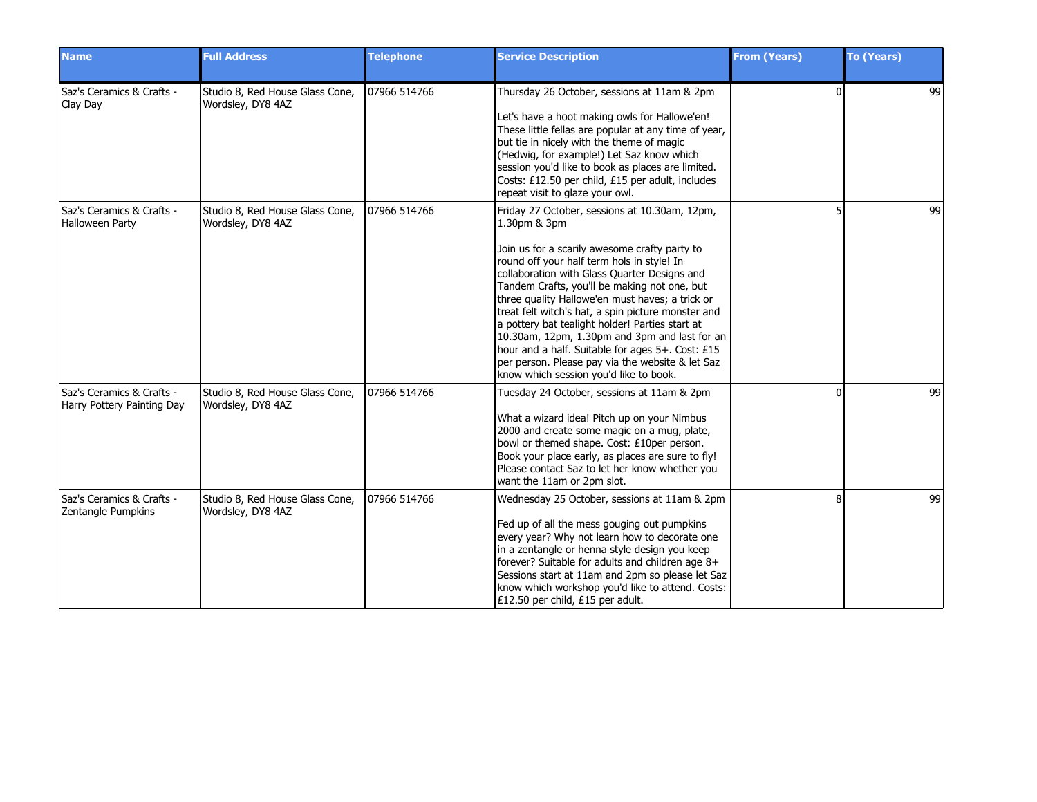| Name | Full Address | Telephone | Service Description | From (Years) | To (Years) |
|---|---|---|---|---|---|
| Saz's Ceramics & Crafts - Clay Day | Studio 8, Red House Glass Cone, Wordsley, DY8 4AZ | 07966 514766 | Thursday 26 October, sessions at 11am & 2pm<br><br>Let's have a hoot making owls for Hallowe'en! These little fellas are popular at any time of year, but tie in nicely with the theme of magic (Hedwig, for example!) Let Saz know which session you'd like to book as places are limited. Costs: £12.50 per child, £15 per adult, includes repeat visit to glaze your owl. | 0 | 99 |
| Saz's Ceramics & Crafts - Halloween Party | Studio 8, Red House Glass Cone, Wordsley, DY8 4AZ | 07966 514766 | Friday 27 October, sessions at 10.30am, 12pm, 1.30pm & 3pm<br><br>Join us for a scarily awesome crafty party to round off your half term hols in style! In collaboration with Glass Quarter Designs and Tandem Crafts, you'll be making not one, but three quality Hallowe'en must haves; a trick or treat felt witch's hat, a spin picture monster and a pottery bat tealight holder! Parties start at 10.30am, 12pm, 1.30pm and 3pm and last for an hour and a half. Suitable for ages 5+. Cost: £15 per person. Please pay via the website & let Saz know which session you'd like to book. | 5 | 99 |
| Saz's Ceramics & Crafts - Harry Pottery Painting Day | Studio 8, Red House Glass Cone, Wordsley, DY8 4AZ | 07966 514766 | Tuesday 24 October, sessions at 11am & 2pm<br><br>What a wizard idea! Pitch up on your Nimbus 2000 and create some magic on a mug, plate, bowl or themed shape. Cost: £10per person. Book your place early, as places are sure to fly! Please contact Saz to let her know whether you want the 11am or 2pm slot. | 0 | 99 |
| Saz's Ceramics & Crafts - Zentangle Pumpkins | Studio 8, Red House Glass Cone, Wordsley, DY8 4AZ | 07966 514766 | Wednesday 25 October, sessions at 11am & 2pm<br><br>Fed up of all the mess gouging out pumpkins every year? Why not learn how to decorate one in a zentangle or henna style design you keep forever? Suitable for adults and children age 8+ Sessions start at 11am and 2pm so please let Saz know which workshop you'd like to attend. Costs: £12.50 per child, £15 per adult. | 8 | 99 |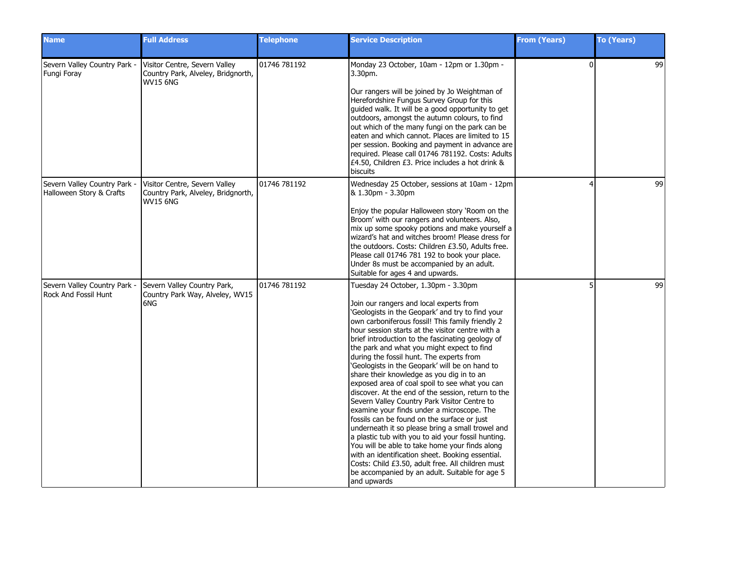| Name | Full Address | Telephone | Service Description | From (Years) | To (Years) |
|---|---|---|---|---|---|
| Severn Valley Country Park - Fungi Foray | Visitor Centre, Severn Valley Country Park, Alveley, Bridgnorth, WV15 6NG | 01746 781192 | Monday 23 October, 10am - 12pm or 1.30pm - 3.30pm.<br><br>Our rangers will be joined by Jo Weightman of Herefordshire Fungus Survey Group for this guided walk. It will be a good opportunity to get outdoors, amongst the autumn colours, to find out which of the many fungi on the park can be eaten and which cannot. Places are limited to 15 per session. Booking and payment in advance are required. Please call 01746 781192. Costs: Adults £4.50, Children £3. Price includes a hot drink & biscuits | 0 | 99 |
| Severn Valley Country Park - Halloween Story & Crafts | Visitor Centre, Severn Valley Country Park, Alveley, Bridgnorth, WV15 6NG | 01746 781192 | Wednesday 25 October, sessions at 10am - 12pm & 1.30pm - 3.30pm<br><br>Enjoy the popular Halloween story 'Room on the Broom' with our rangers and volunteers. Also, mix up some spooky potions and make yourself a wizard's hat and witches broom! Please dress for the outdoors. Costs: Children £3.50, Adults free. Please call 01746 781 192 to book your place. Under 8s must be accompanied by an adult. Suitable for ages 4 and upwards. | 4 | 99 |
| Severn Valley Country Park - Rock And Fossil Hunt | Severn Valley Country Park, Country Park Way, Alveley, WV15 6NG | 01746 781192 | Tuesday 24 October, 1.30pm - 3.30pm<br><br>Join our rangers and local experts from 'Geologists in the Geopark' and try to find your own carboniferous fossil! This family friendly 2 hour session starts at the visitor centre with a brief introduction to the fascinating geology of the park and what you might expect to find during the fossil hunt. The experts from 'Geologists in the Geopark' will be on hand to share their knowledge as you dig in to an exposed area of coal spoil to see what you can discover. At the end of the session, return to the Severn Valley Country Park Visitor Centre to examine your finds under a microscope. The fossils can be found on the surface or just underneath it so please bring a small trowel and a plastic tub with you to aid your fossil hunting. You will be able to take home your finds along with an identification sheet. Booking essential. Costs: Child £3.50, adult free. All children must be accompanied by an adult. Suitable for age 5 and upwards | 5 | 99 |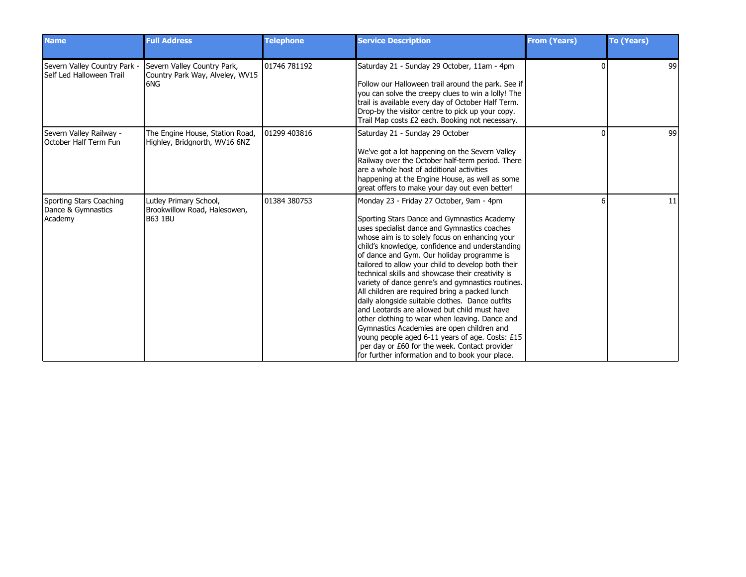| Name | Full Address | Telephone | Service Description | From (Years) | To (Years) |
|---|---|---|---|---|---|
| Severn Valley Country Park - Self Led Halloween Trail | Severn Valley Country Park, Country Park Way, Alveley, WV15 6NG | 01746 781192 | Saturday 21 - Sunday 29 October, 11am - 4pm<br><br>Follow our Halloween trail around the park. See if you can solve the creepy clues to win a lolly! The trail is available every day of October Half Term. Drop-by the visitor centre to pick up your copy. Trail Map costs £2 each. Booking not necessary. | 0 | 99 |
| Severn Valley Railway - October Half Term Fun | The Engine House, Station Road, Highley, Bridgnorth, WV16 6NZ | 01299 403816 | Saturday 21 - Sunday 29 October<br><br>We've got a lot happening on the Severn Valley Railway over the October half-term period. There are a whole host of additional activities happening at the Engine House, as well as some great offers to make your day out even better! | 0 | 99 |
| Sporting Stars Coaching Dance & Gymnastics Academy | Lutley Primary School, Brookwillow Road, Halesowen, B63 1BU | 01384 380753 | Monday 23 - Friday 27 October, 9am - 4pm<br><br>Sporting Stars Dance and Gymnastics Academy uses specialist dance and Gymnastics coaches whose aim is to solely focus on enhancing your child's knowledge, confidence and understanding of dance and Gym. Our holiday programme is tailored to allow your child to develop both their technical skills and showcase their creativity is variety of dance genre's and gymnastics routines. All children are required bring a packed lunch daily alongside suitable clothes. Dance outfits and Leotards are allowed but child must have other clothing to wear when leaving. Dance and Gymnastics Academies are open children and young people aged 6-11 years of age. Costs: £15 per day or £60 for the week. Contact provider for further information and to book your place. | 6 | 11 |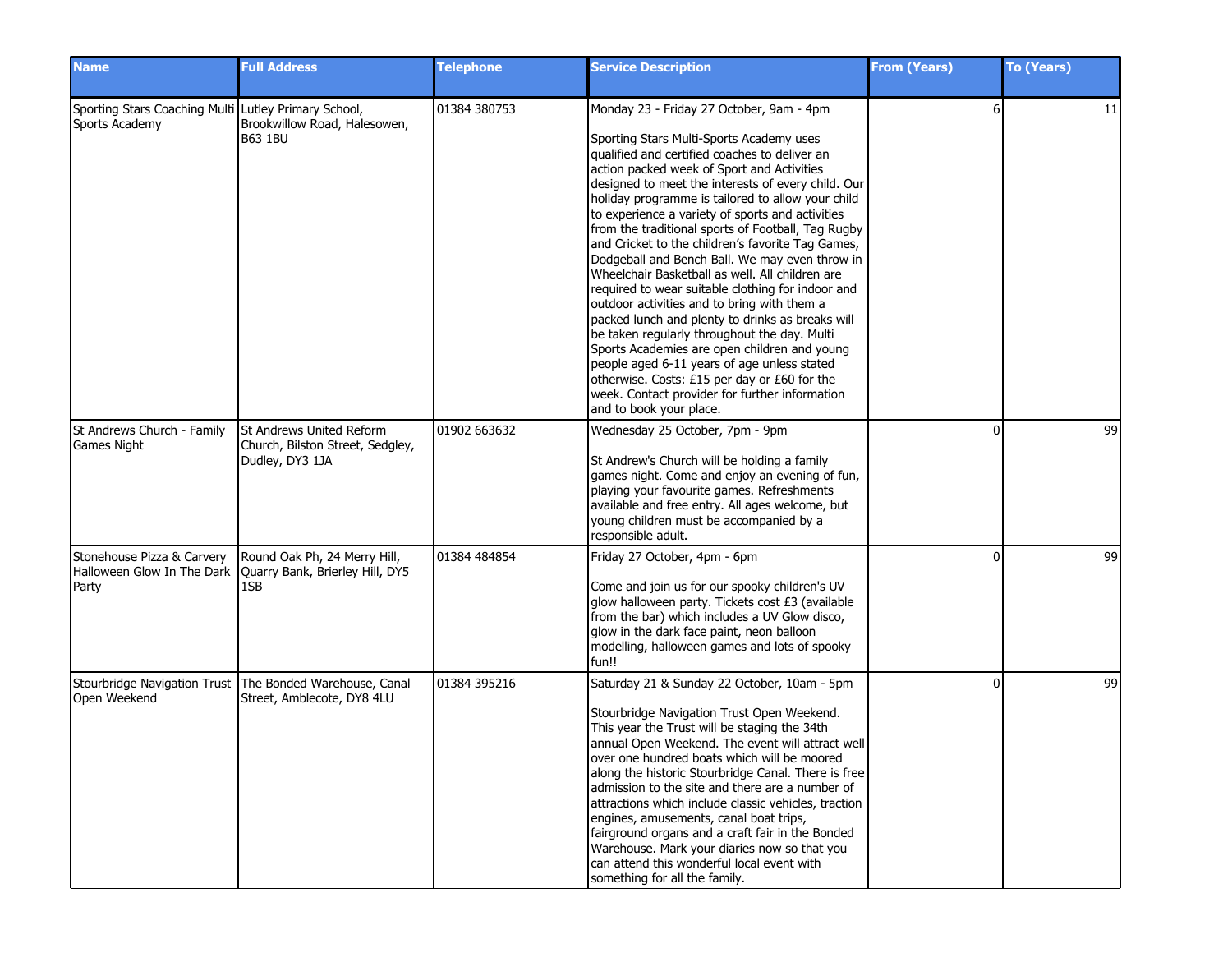| Name | Full Address | Telephone | Service Description | From (Years) | To (Years) |
|---|---|---|---|---|---|
| Sporting Stars Coaching Multi Sports Academy | Lutley Primary School, Brookwillow Road, Halesowen, B63 1BU | 01384 380753 | Monday 23 - Friday 27 October, 9am - 4pm<br><br>Sporting Stars Multi-Sports Academy uses qualified and certified coaches to deliver an action packed week of Sport and Activities designed to meet the interests of every child. Our holiday programme is tailored to allow your child to experience a variety of sports and activities from the traditional sports of Football, Tag Rugby and Cricket to the children's favorite Tag Games, Dodgeball and Bench Ball. We may even throw in Wheelchair Basketball as well. All children are required to wear suitable clothing for indoor and outdoor activities and to bring with them a packed lunch and plenty to drinks as breaks will be taken regularly throughout the day. Multi Sports Academies are open children and young people aged 6-11 years of age unless stated otherwise. Costs: £15 per day or £60 for the week. Contact provider for further information and to book your place. | 6 | 11 |
| St Andrews Church - Family Games Night | St Andrews United Reform Church, Bilston Street, Sedgley, Dudley, DY3 1JA | 01902 663632 | Wednesday 25 October, 7pm - 9pm<br><br>St Andrew's Church will be holding a family games night. Come and enjoy an evening of fun, playing your favourite games. Refreshments available and free entry. All ages welcome, but young children must be accompanied by a responsible adult. | 0 | 99 |
| Stonehouse Pizza & Carvery Halloween Glow In The Dark Party | Round Oak Ph, 24 Merry Hill, Quarry Bank, Brierley Hill, DY5 1SB | 01384 484854 | Friday 27 October, 4pm - 6pm<br><br>Come and join us for our spooky children's UV glow halloween party. Tickets cost £3 (available from the bar) which includes a UV Glow disco, glow in the dark face paint, neon balloon modelling, halloween games and lots of spooky fun!! | 0 | 99 |
| Stourbridge Navigation Trust Open Weekend | The Bonded Warehouse, Canal Street, Amblecote, DY8 4LU | 01384 395216 | Saturday 21 & Sunday 22 October, 10am - 5pm<br><br>Stourbridge Navigation Trust Open Weekend. This year the Trust will be staging the 34th annual Open Weekend. The event will attract well over one hundred boats which will be moored along the historic Stourbridge Canal. There is free admission to the site and there are a number of attractions which include classic vehicles, traction engines, amusements, canal boat trips, fairground organs and a craft fair in the Bonded Warehouse. Mark your diaries now so that you can attend this wonderful local event with something for all the family. | 0 | 99 |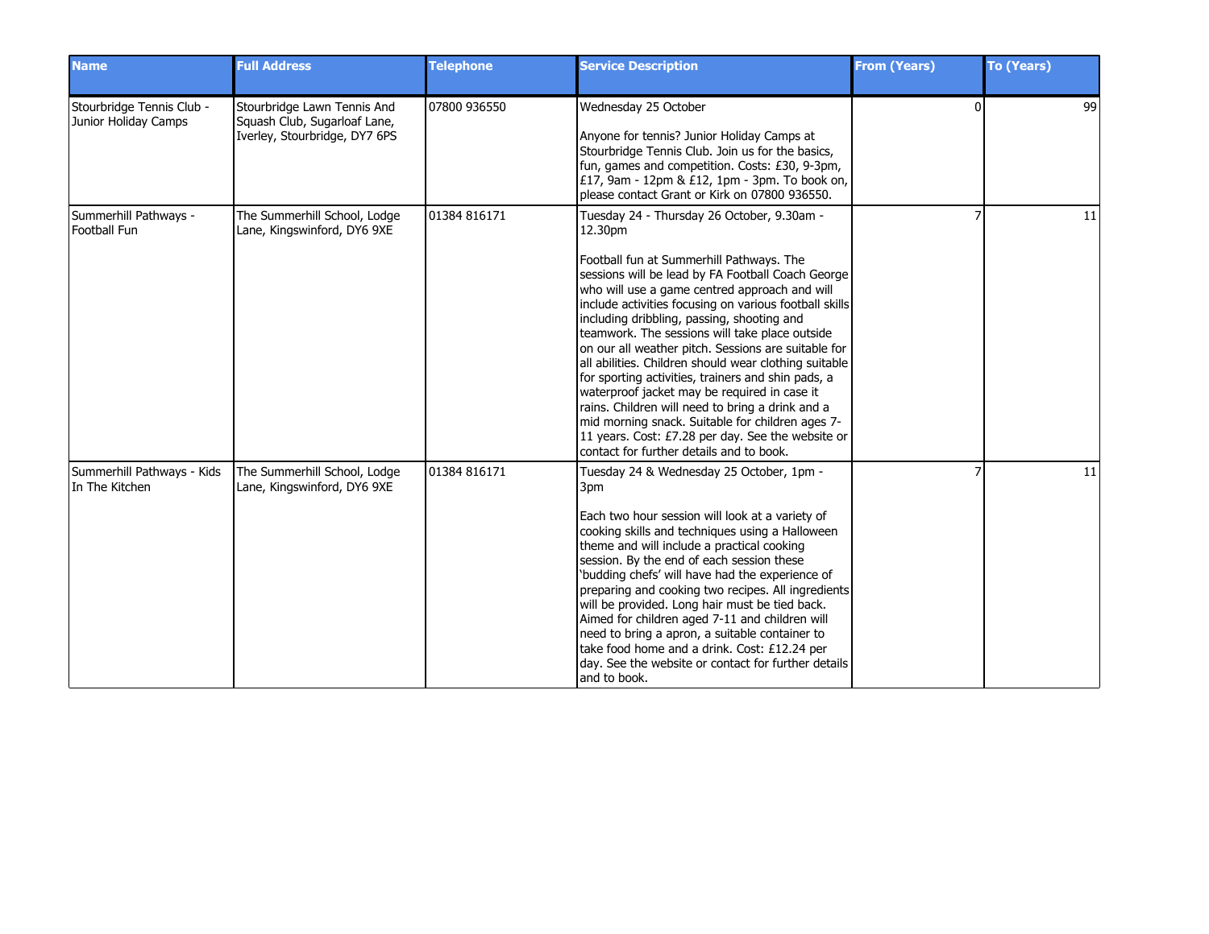| Name | Full Address | Telephone | Service Description | From (Years) | To (Years) |
|---|---|---|---|---|---|
| Stourbridge Tennis Club - Junior Holiday Camps | Stourbridge Lawn Tennis And Squash Club, Sugarloaf Lane, Iverley, Stourbridge, DY7 6PS | 07800 936550 | Wednesday 25 October<br><br>Anyone for tennis? Junior Holiday Camps at Stourbridge Tennis Club. Join us for the basics, fun, games and competition. Costs: £30, 9-3pm, £17, 9am - 12pm & £12, 1pm - 3pm. To book on, please contact Grant or Kirk on 07800 936550. | 0 | 99 |
| Summerhill Pathways - Football Fun | The Summerhill School, Lodge Lane, Kingswinford, DY6 9XE | 01384 816171 | Tuesday 24 - Thursday 26 October, 9.30am - 12.30pm<br><br>Football fun at Summerhill Pathways. The sessions will be lead by FA Football Coach George who will use a game centred approach and will include activities focusing on various football skills including dribbling, passing, shooting and teamwork. The sessions will take place outside on our all weather pitch. Sessions are suitable for all abilities. Children should wear clothing suitable for sporting activities, trainers and shin pads, a waterproof jacket may be required in case it rains. Children will need to bring a drink and a mid morning snack. Suitable for children ages 7-11 years. Cost: £7.28 per day. See the website or contact for further details and to book. | 7 | 11 |
| Summerhill Pathways - Kids In The Kitchen | The Summerhill School, Lodge Lane, Kingswinford, DY6 9XE | 01384 816171 | Tuesday 24 & Wednesday 25 October, 1pm - 3pm<br><br>Each two hour session will look at a variety of cooking skills and techniques using a Halloween theme and will include a practical cooking session. By the end of each session these 'budding chefs' will have had the experience of preparing and cooking two recipes. All ingredients will be provided. Long hair must be tied back. Aimed for children aged 7-11 and children will need to bring a apron, a suitable container to take food home and a drink. Cost: £12.24 per day. See the website or contact for further details and to book. | 7 | 11 |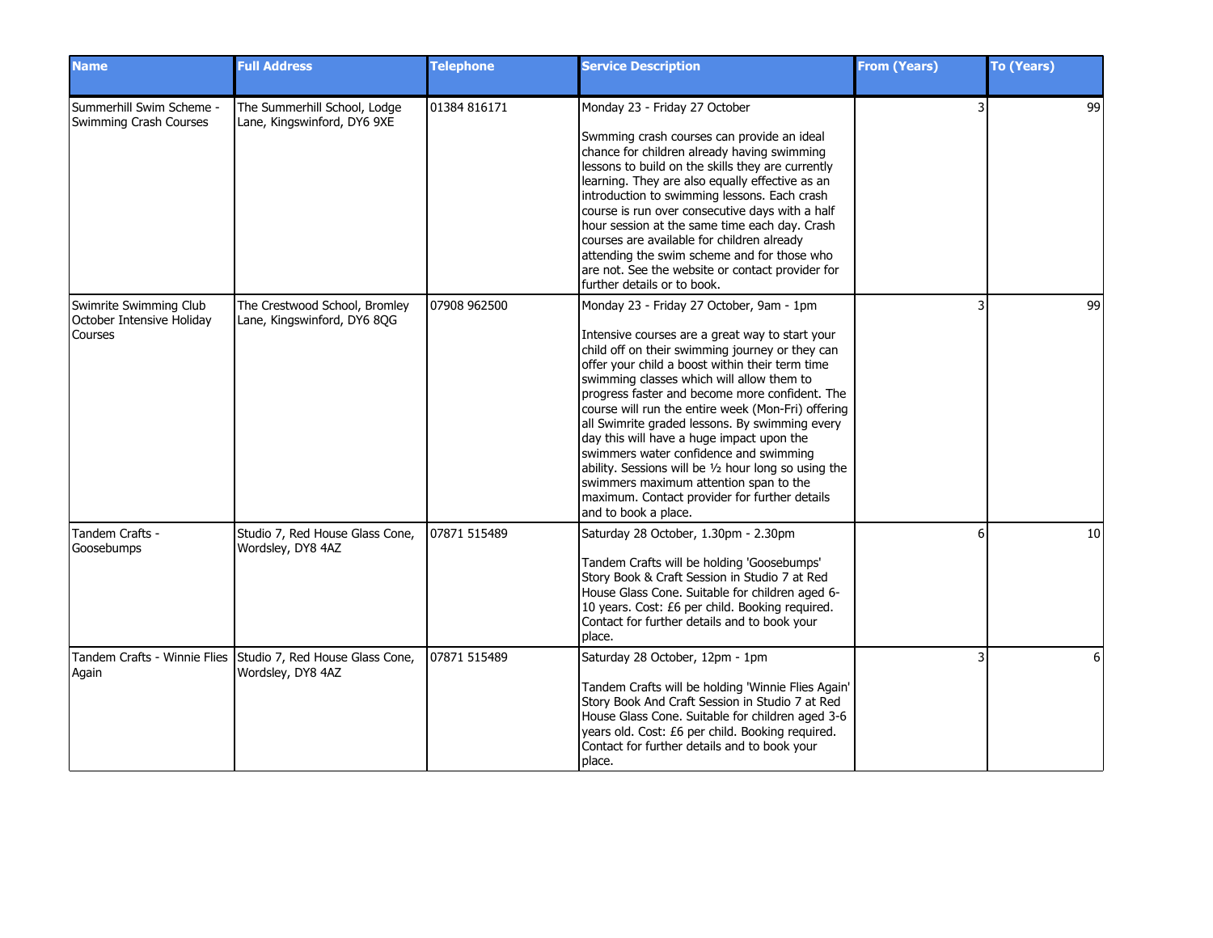| Name | Full Address | Telephone | Service Description | From (Years) | To (Years) |
|---|---|---|---|---|---|
| Summerhill Swim Scheme - Swimming Crash Courses | The Summerhill School, Lodge Lane, Kingswinford, DY6 9XE | 01384 816171 | Monday 23 - Friday 27 October<br><br>Swmming crash courses can provide an ideal chance for children already having swimming lessons to build on the skills they are currently learning. They are also equally effective as an introduction to swimming lessons. Each crash course is run over consecutive days with a half hour session at the same time each day. Crash courses are available for children already attending the swim scheme and for those who are not. See the website or contact provider for further details or to book. | 3 | 99 |
| Swimrite Swimming Club October Intensive Holiday Courses | The Crestwood School, Bromley Lane, Kingswinford, DY6 8QG | 07908 962500 | Monday 23 - Friday 27 October, 9am - 1pm<br><br>Intensive courses are a great way to start your child off on their swimming journey or they can offer your child a boost within their term time swimming classes which will allow them to progress faster and become more confident. The course will run the entire week (Mon-Fri) offering all Swimrite graded lessons. By swimming every day this will have a huge impact upon the swimmers water confidence and swimming ability. Sessions will be ½ hour long so using the swimmers maximum attention span to the maximum. Contact provider for further details and to book a place. | 3 | 99 |
| Tandem Crafts - Goosebumps | Studio 7, Red House Glass Cone, Wordsley, DY8 4AZ | 07871 515489 | Saturday 28 October, 1.30pm - 2.30pm<br><br>Tandem Crafts will be holding 'Goosebumps' Story Book & Craft Session in Studio 7 at Red House Glass Cone. Suitable for children aged 6-10 years. Cost: £6 per child. Booking required. Contact for further details and to book your place. | 6 | 10 |
| Tandem Crafts - Winnie Flies Again | Studio 7, Red House Glass Cone, Wordsley, DY8 4AZ | 07871 515489 | Saturday 28 October, 12pm - 1pm<br><br>Tandem Crafts will be holding 'Winnie Flies Again' Story Book And Craft Session in Studio 7 at Red House Glass Cone. Suitable for children aged 3-6 years old. Cost: £6 per child. Booking required. Contact for further details and to book your place. | 3 | 6 |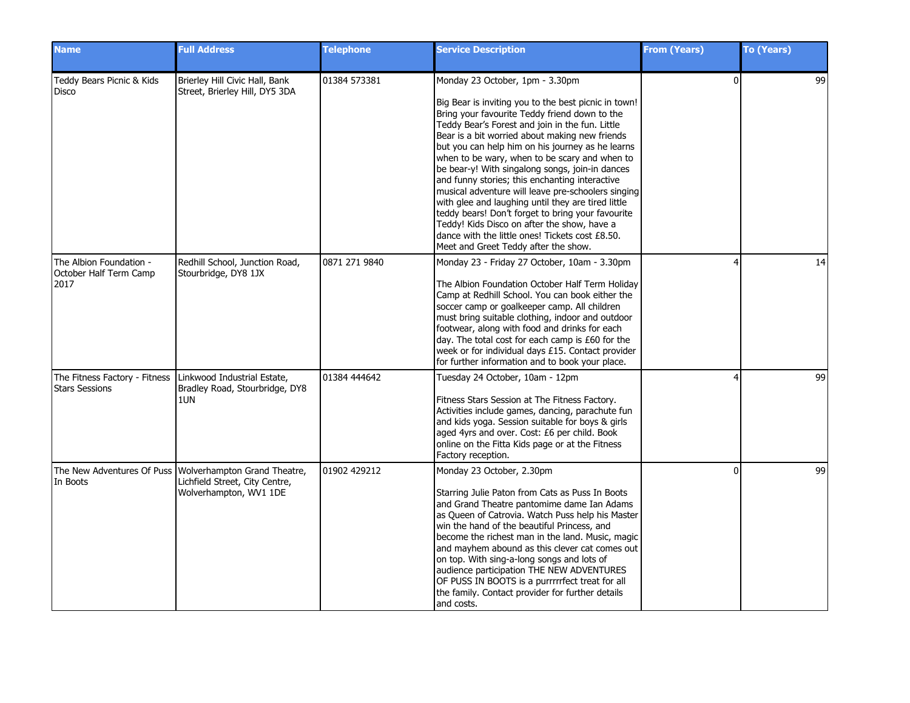| Name | Full Address | Telephone | Service Description | From (Years) | To (Years) |
|---|---|---|---|---|---|
| Teddy Bears Picnic & Kids Disco | Brierley Hill Civic Hall, Bank Street, Brierley Hill, DY5 3DA | 01384 573381 | Monday 23 October, 1pm - 3.30pm<br><br>Big Bear is inviting you to the best picnic in town! Bring your favourite Teddy friend down to the Teddy Bear's Forest and join in the fun. Little Bear is a bit worried about making new friends but you can help him on his journey as he learns when to be wary, when to be scary and when to be bear-y! With singalong songs, join-in dances and funny stories; this enchanting interactive musical adventure will leave pre-schoolers singing with glee and laughing until they are tired little teddy bears! Don't forget to bring your favourite Teddy! Kids Disco on after the show, have a dance with the little ones! Tickets cost £8.50. Meet and Greet Teddy after the show. | 0 | 99 |
| The Albion Foundation - October Half Term Camp 2017 | Redhill School, Junction Road, Stourbridge, DY8 1JX | 0871 271 9840 | Monday 23 - Friday 27 October, 10am - 3.30pm<br><br>The Albion Foundation October Half Term Holiday Camp at Redhill School. You can book either the soccer camp or goalkeeper camp. All children must bring suitable clothing, indoor and outdoor footwear, along with food and drinks for each day. The total cost for each camp is £60 for the week or for individual days £15. Contact provider for further information and to book your place. | 4 | 14 |
| The Fitness Factory - Fitness Stars Sessions | Linkwood Industrial Estate, Bradley Road, Stourbridge, DY8 1UN | 01384 444642 | Tuesday 24 October, 10am - 12pm<br><br>Fitness Stars Session at The Fitness Factory. Activities include games, dancing, parachute fun and kids yoga. Session suitable for boys & girls aged 4yrs and over. Cost: £6 per child. Book online on the Fitta Kids page or at the Fitness Factory reception. | 4 | 99 |
| The New Adventures Of Puss In Boots | Wolverhampton Grand Theatre, Lichfield Street, City Centre, Wolverhampton, WV1 1DE | 01902 429212 | Monday 23 October, 2.30pm<br><br>Starring Julie Paton from Cats as Puss In Boots and Grand Theatre pantomime dame Ian Adams as Queen of Catrovia. Watch Puss help his Master win the hand of the beautiful Princess, and become the richest man in the land. Music, magic and mayhem abound as this clever cat comes out on top. With sing-a-long songs and lots of audience participation THE NEW ADVENTURES OF PUSS IN BOOTS is a purrrrrfect treat for all the family. Contact provider for further details and costs. | 0 | 99 |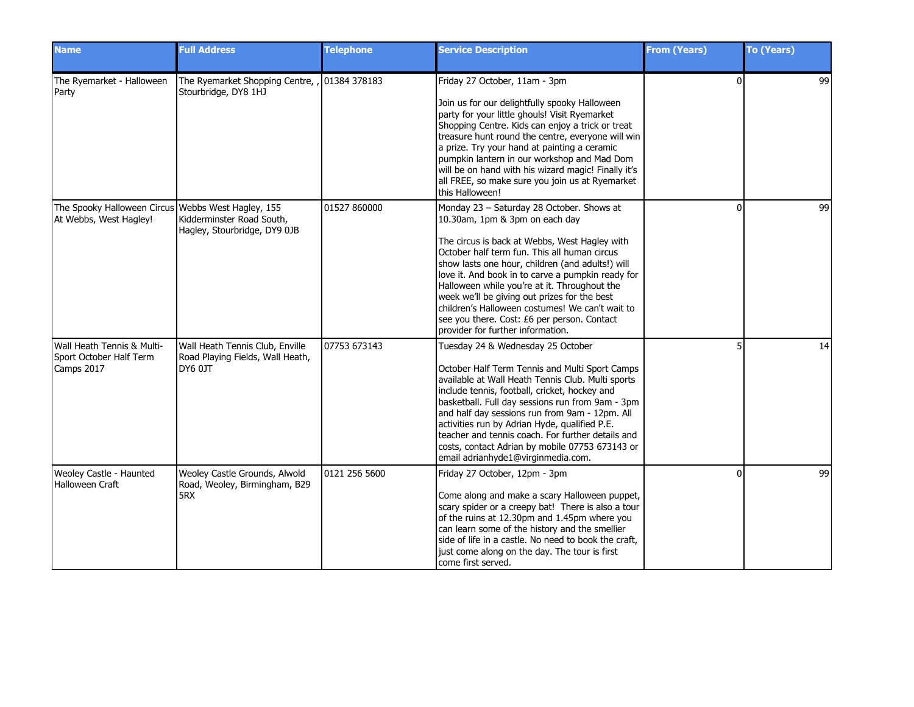| Name | Full Address | Telephone | Service Description | From (Years) | To (Years) |
|---|---|---|---|---|---|
| The Ryemarket - Halloween Party | The Ryemarket Shopping Centre, , Stourbridge, DY8 1HJ | 01384 378183 | Friday 27 October, 11am - 3pm<br><br>Join us for our delightfully spooky Halloween party for your little ghouls! Visit Ryemarket Shopping Centre. Kids can enjoy a trick or treat treasure hunt round the centre, everyone will win a prize. Try your hand at painting a ceramic pumpkin lantern in our workshop and Mad Dom will be on hand with his wizard magic! Finally it's all FREE, so make sure you join us at Ryemarket this Halloween! | 0 | 99 |
| The Spooky Halloween Circus At Webbs, West Hagley! | Webbs West Hagley, 155 Kidderminster Road South, Hagley, Stourbridge, DY9 0JB | 01527 860000 | Monday 23 – Saturday 28 October. Shows at 10.30am, 1pm & 3pm on each day<br><br>The circus is back at Webbs, West Hagley with October half term fun. This all human circus show lasts one hour, children (and adults!) will love it. And book in to carve a pumpkin ready for Halloween while you're at it. Throughout the week we'll be giving out prizes for the best children's Halloween costumes! We can't wait to see you there. Cost: £6 per person. Contact provider for further information. | 0 | 99 |
| Wall Heath Tennis & Multi-Sport October Half Term Camps 2017 | Wall Heath Tennis Club, Enville Road Playing Fields, Wall Heath, DY6 0JT | 07753 673143 | Tuesday 24 & Wednesday 25 October<br><br>October Half Term Tennis and Multi Sport Camps available at Wall Heath Tennis Club. Multi sports include tennis, football, cricket, hockey and basketball. Full day sessions run from 9am - 3pm and half day sessions run from 9am - 12pm. All activities run by Adrian Hyde, qualified P.E. teacher and tennis coach. For further details and costs, contact Adrian by mobile 07753 673143 or email adrianhyde1@virginmedia.com. | 5 | 14 |
| Weoley Castle - Haunted Halloween Craft | Weoley Castle Grounds, Alwold Road, Weoley, Birmingham, B29 5RX | 0121 256 5600 | Friday 27 October, 12pm - 3pm<br><br>Come along and make a scary Halloween puppet, scary spider or a creepy bat! There is also a tour of the ruins at 12.30pm and 1.45pm where you can learn some of the history and the smellier side of life in a castle. No need to book the craft, just come along on the day. The tour is first come first served. | 0 | 99 |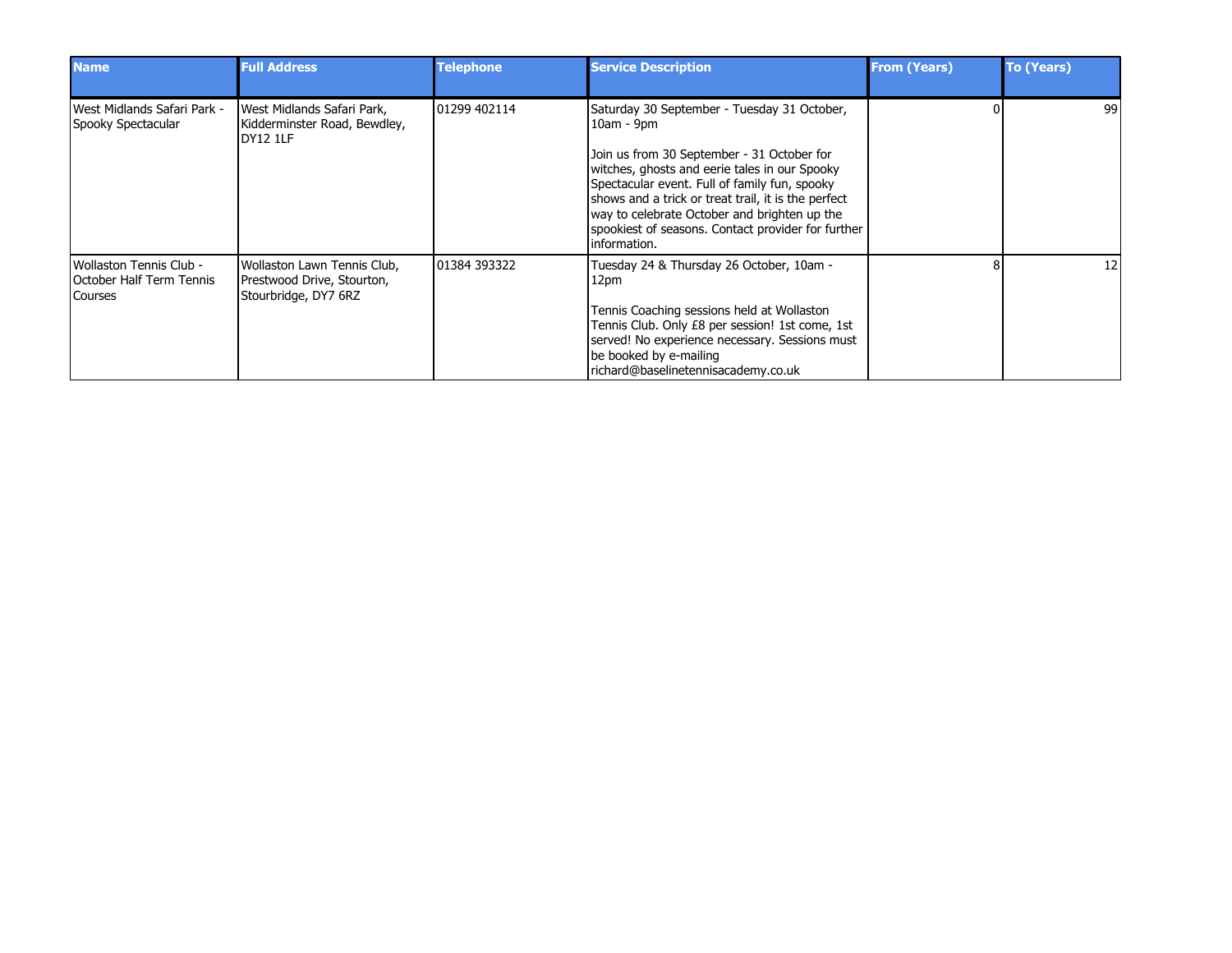| Name | Full Address | Telephone | Service Description | From (Years) | To (Years) |
|---|---|---|---|---|---|
| West Midlands Safari Park - Spooky Spectacular | West Midlands Safari Park, Kidderminster Road, Bewdley, DY12 1LF | 01299 402114 | Saturday 30 September - Tuesday 31 October, 10am - 9pm<br><br>Join us from 30 September - 31 October for witches, ghosts and eerie tales in our Spooky Spectacular event. Full of family fun, spooky shows and a trick or treat trail, it is the perfect way to celebrate October and brighten up the spookiest of seasons. Contact provider for further information. | 0 | 99 |
| Wollaston Tennis Club - October Half Term Tennis Courses | Wollaston Lawn Tennis Club, Prestwood Drive, Stourton, Stourbridge, DY7 6RZ | 01384 393322 | Tuesday 24 & Thursday 26 October, 10am - 12pm<br><br>Tennis Coaching sessions held at Wollaston Tennis Club. Only £8 per session! 1st come, 1st served! No experience necessary. Sessions must be booked by e-mailing richard@baselinetennisacademy.co.uk | 8 | 12 |